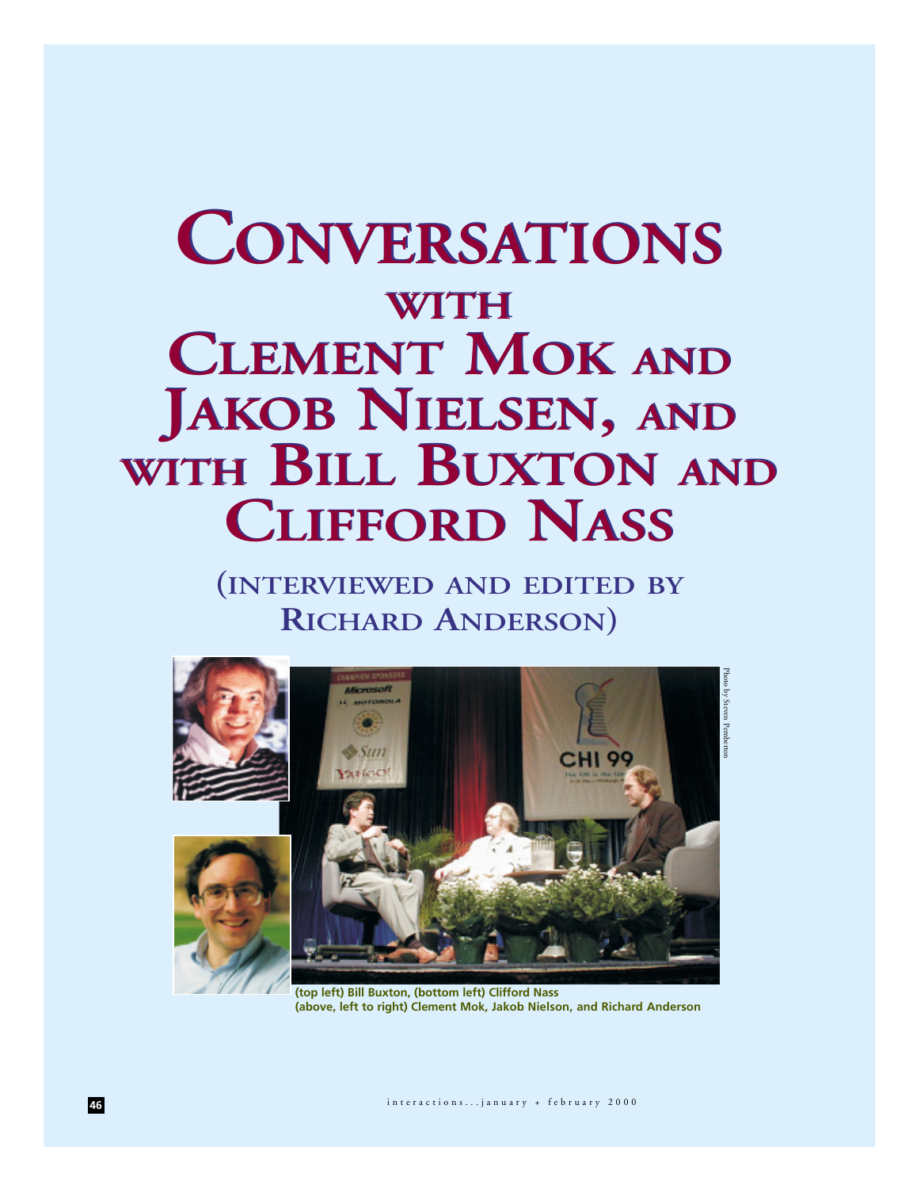# Conversations with Clement Mok and Jakob Nielsen, and with Bill Buxton and Clifford Nass

## (Interviewed and edited by Richard Anderson)

Photo by Steven Pemberton

**(top left) Bill Buxton, (bottom left) Clifford Nass**
**(above, left to right) Clement Mok, Jakob Nielson, and Richard Anderson**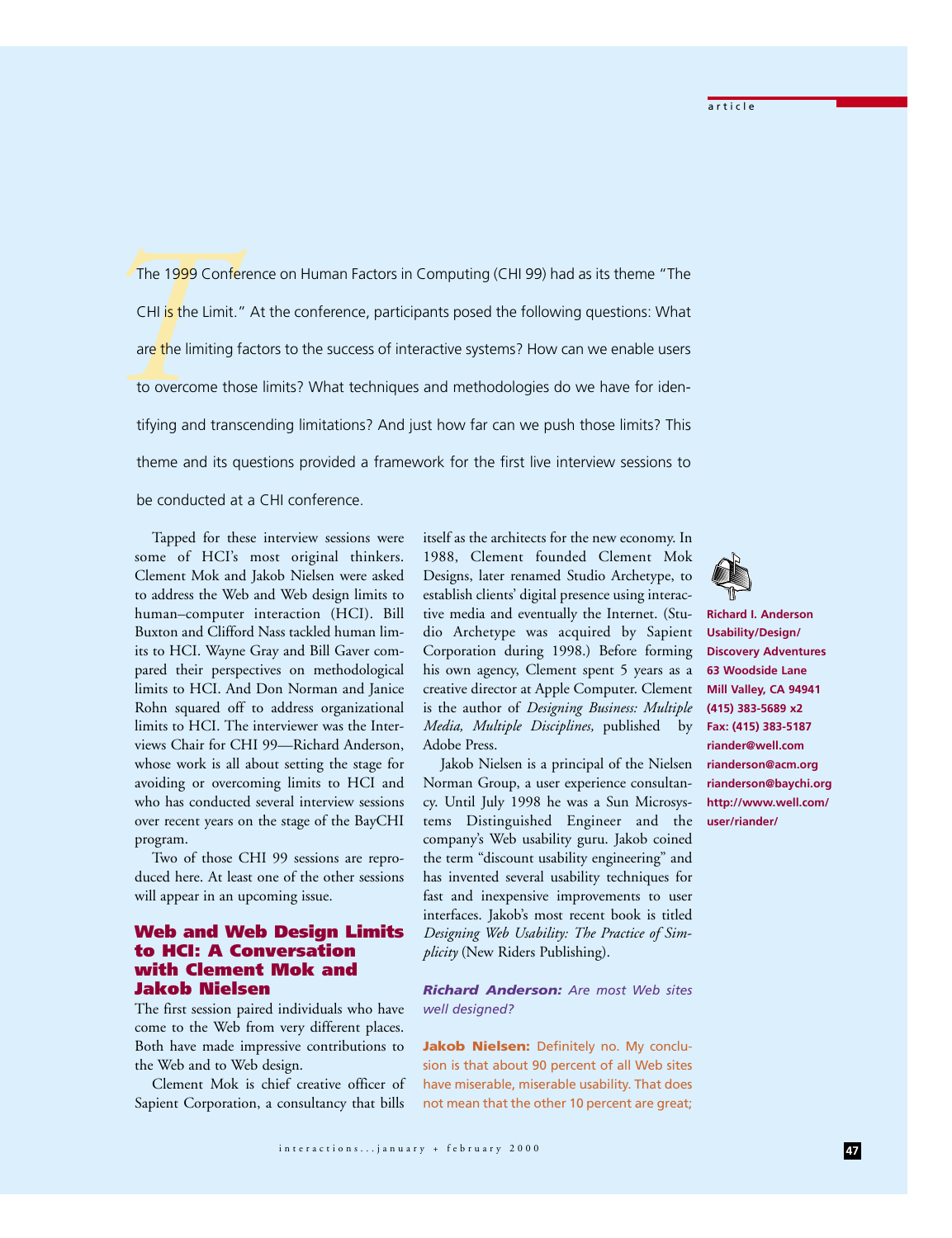The 1999 Conference on Human Factors in Computing (CHI 99) had as its theme "The CHI is the Limit." At the conference, participants posed the following questions: What are the limiting factors to the success of interactive systems? How can we enable users to overcome those limits? What techniques and methodologies do we have for identifying and transcending limitations? And just how far can we push those limits? This theme and its questions provided a framework for the first live interview sessions to be conducted at a CHI conference.

Tapped for these interview sessions were some of HCI's most original thinkers. Clement Mok and Jakob Nielsen were asked to address the Web and Web design limits to human–computer interaction (HCI). Bill Buxton and Clifford Nass tackled human limits to HCI. Wayne Gray and Bill Gaver compared their perspectives on methodological limits to HCI. And Don Norman and Janice Rohn squared off to address organizational limits to HCI. The interviewer was the Interviews Chair for CHI 99—Richard Anderson, whose work is all about setting the stage for avoiding or overcoming limits to HCI and who has conducted several interview sessions over recent years on the stage of the BayCHI program.

Two of those CHI 99 sessions are reproduced here. At least one of the other sessions will appear in an upcoming issue.

## Web and Web Design Limits to HCI: A Conversation with Clement Mok and Jakob Nielsen

The first session paired individuals who have come to the Web from very different places. Both have made impressive contributions to the Web and to Web design.

Clement Mok is chief creative officer of Sapient Corporation, a consultancy that bills itself as the architects for the new economy. In 1988, Clement founded Clement Mok Designs, later renamed Studio Archetype, to establish clients' digital presence using interactive media and eventually the Internet. (Studio Archetype was acquired by Sapient Corporation during 1998.) Before forming his own agency, Clement spent 5 years as a creative director at Apple Computer. Clement is the author of *Designing Business: Multiple Media, Multiple Disciplines,* published by Adobe Press.

Jakob Nielsen is a principal of the Nielsen Norman Group, a user experience consultancy. Until July 1998 he was a Sun Microsystems Distinguished Engineer and the company's Web usability guru. Jakob coined the term "discount usability engineering" and has invented several usability techniques for fast and inexpensive improvements to user interfaces. Jakob's most recent book is titled *Designing Web Usability: The Practice of Simplicity* (New Riders Publishing).

***Richard Anderson:*** *Are most Web sites well designed?*

**Jakob Nielsen:** Definitely no. My conclusion is that about 90 percent of all Web sites have miserable, miserable usability. That does not mean that the other 10 percent are great;

**Richard I. Anderson**
**Usability/Design/Discovery Adventures**
**63 Woodside Lane**
**Mill Valley, CA 94941**
**(415) 383-5689 x2**
**Fax: (415) 383-5187**
**riander@well.com**
**rianderson@acm.org**
**rianderson@baychi.org**
**http://www.well.com/user/riander/**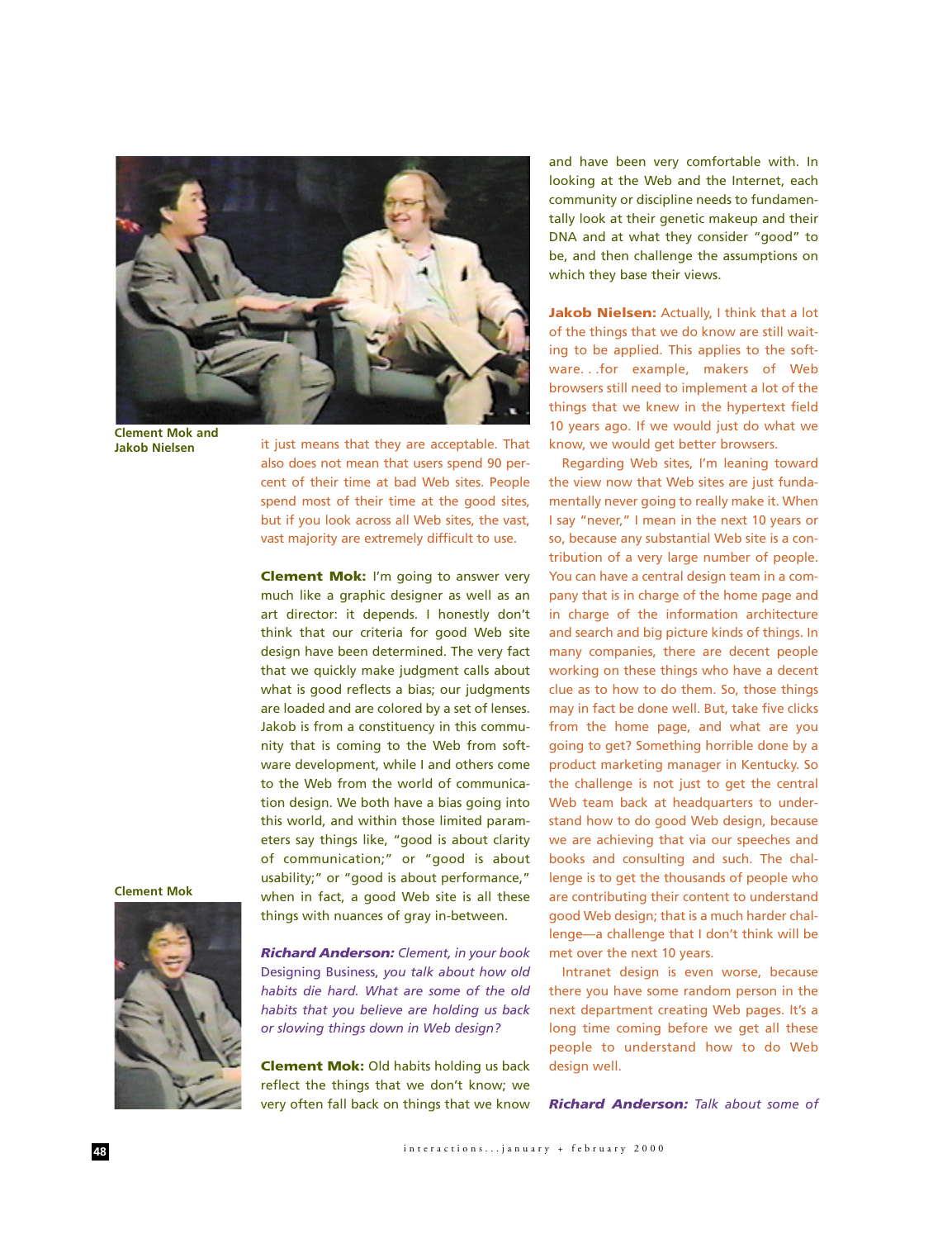Clement Mok and Jakob Nielsen

it just means that they are acceptable. That also does not mean that users spend 90 percent of their time at bad Web sites. People spend most of their time at the good sites, but if you look across all Web sites, the vast, vast majority are extremely difficult to use.

**Clement Mok:** I'm going to answer very much like a graphic designer as well as an art director: it depends. I honestly don't think that our criteria for good Web site design have been determined. The very fact that we quickly make judgment calls about what is good reflects a bias; our judgments are loaded and are colored by a set of lenses. Jakob is from a constituency in this community that is coming to the Web from software development, while I and others come to the Web from the world of communication design. We both have a bias going into this world, and within those limited parameters say things like, "good is about clarity of communication;" or "good is about usability;" or "good is about performance," when in fact, a good Web site is all these things with nuances of gray in-between.

Clement Mok

***Richard Anderson:*** *Clement, in your book* Designing Business, *you talk about how old habits die hard. What are some of the old habits that you believe are holding us back or slowing things down in Web design?*

**Clement Mok:** Old habits holding us back reflect the things that we don't know; we very often fall back on things that we know and have been very comfortable with. In looking at the Web and the Internet, each community or discipline needs to fundamentally look at their genetic makeup and their DNA and at what they consider "good" to be, and then challenge the assumptions on which they base their views.

**Jakob Nielsen:** Actually, I think that a lot of the things that we do know are still waiting to be applied. This applies to the software. . .for example, makers of Web browsers still need to implement a lot of the things that we knew in the hypertext field 10 years ago. If we would just do what we know, we would get better browsers.

Regarding Web sites, I'm leaning toward the view now that Web sites are just fundamentally never going to really make it. When I say "never," I mean in the next 10 years or so, because any substantial Web site is a contribution of a very large number of people. You can have a central design team in a company that is in charge of the home page and in charge of the information architecture and search and big picture kinds of things. In many companies, there are decent people working on these things who have a decent clue as to how to do them. So, those things may in fact be done well. But, take five clicks from the home page, and what are you going to get? Something horrible done by a product marketing manager in Kentucky. So the challenge is not just to get the central Web team back at headquarters to understand how to do good Web design, because we are achieving that via our speeches and books and consulting and such. The challenge is to get the thousands of people who are contributing their content to understand good Web design; that is a much harder challenge—a challenge that I don't think will be met over the next 10 years.

Intranet design is even worse, because there you have some random person in the next department creating Web pages. It's a long time coming before we get all these people to understand how to do Web design well.

***Richard Anderson:*** *Talk about some of*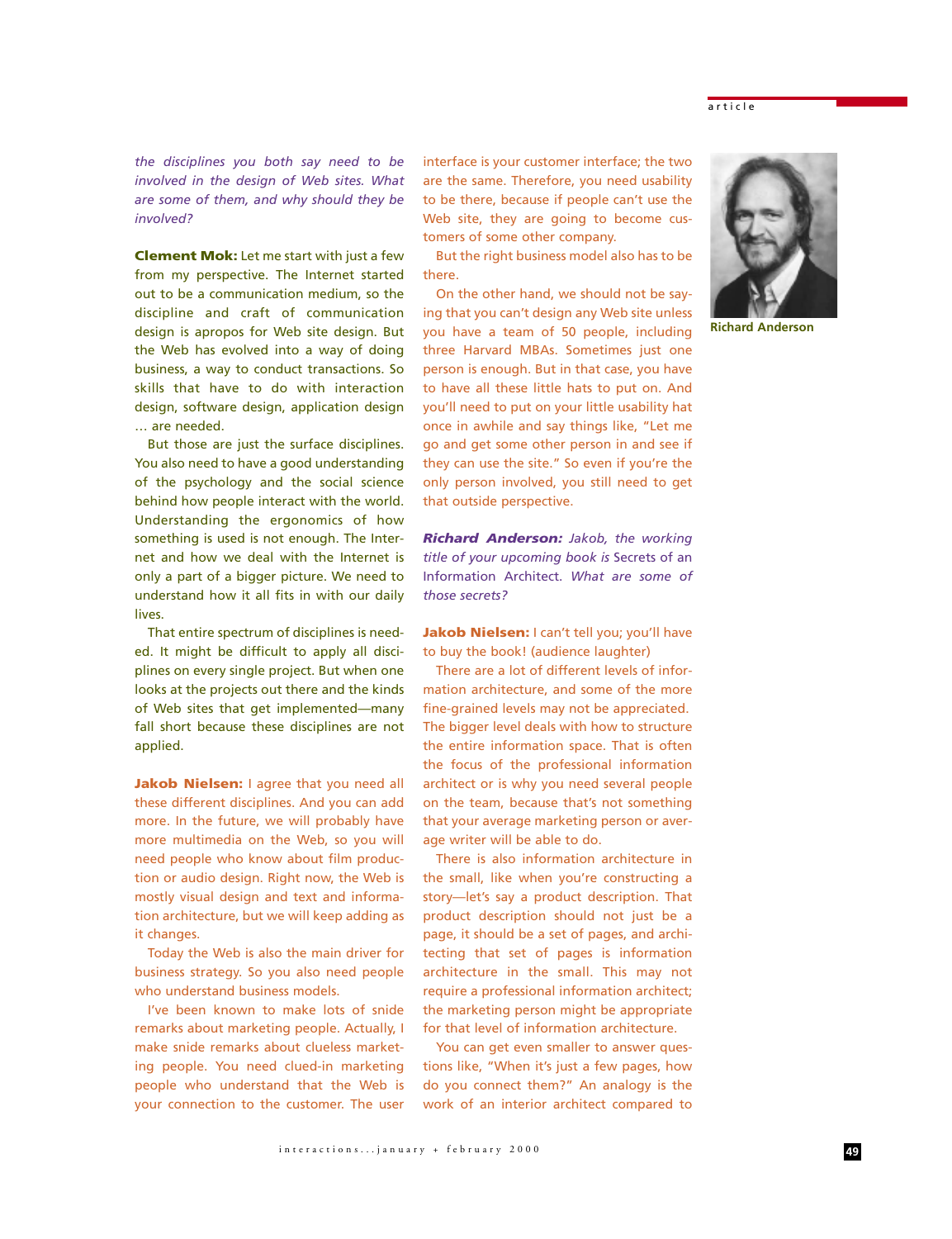*the disciplines you both say need to be involved in the design of Web sites. What are some of them, and why should they be involved?*

**Clement Mok:** Let me start with just a few from my perspective. The Internet started out to be a communication medium, so the discipline and craft of communication design is apropos for Web site design. But the Web has evolved into a way of doing business, a way to conduct transactions. So skills that have to do with interaction design, software design, application design … are needed.

But those are just the surface disciplines. You also need to have a good understanding of the psychology and the social science behind how people interact with the world. Understanding the ergonomics of how something is used is not enough. The Internet and how we deal with the Internet is only a part of a bigger picture. We need to understand how it all fits in with our daily lives.

That entire spectrum of disciplines is needed. It might be difficult to apply all disciplines on every single project. But when one looks at the projects out there and the kinds of Web sites that get implemented—many fall short because these disciplines are not applied.

**Jakob Nielsen:** I agree that you need all these different disciplines. And you can add more. In the future, we will probably have more multimedia on the Web, so you will need people who know about film production or audio design. Right now, the Web is mostly visual design and text and information architecture, but we will keep adding as it changes.

Today the Web is also the main driver for business strategy. So you also need people who understand business models.

I've been known to make lots of snide remarks about marketing people. Actually, I make snide remarks about clueless marketing people. You need clued-in marketing people who understand that the Web is your connection to the customer. The user interface is your customer interface; the two are the same. Therefore, you need usability to be there, because if people can't use the Web site, they are going to become customers of some other company.

But the right business model also has to be there.

On the other hand, we should not be saying that you can't design any Web site unless you have a team of 50 people, including three Harvard MBAs. Sometimes just one person is enough. But in that case, you have to have all these little hats to put on. And you'll need to put on your little usability hat once in awhile and say things like, "Let me go and get some other person in and see if they can use the site." So even if you're the only person involved, you still need to get that outside perspective.

***Richard Anderson:*** *Jakob, the working title of your upcoming book is* Secrets of an Information Architect. *What are some of those secrets?*

**Jakob Nielsen:** I can't tell you; you'll have to buy the book! (audience laughter)

There are a lot of different levels of information architecture, and some of the more fine-grained levels may not be appreciated. The bigger level deals with how to structure the entire information space. That is often the focus of the professional information architect or is why you need several people on the team, because that's not something that your average marketing person or average writer will be able to do.

There is also information architecture in the small, like when you're constructing a story—let's say a product description. That product description should not just be a page, it should be a set of pages, and architecting that set of pages is information architecture in the small. This may not require a professional information architect; the marketing person might be appropriate for that level of information architecture.

You can get even smaller to answer questions like, "When it's just a few pages, how do you connect them?" An analogy is the work of an interior architect compared to

Richard Anderson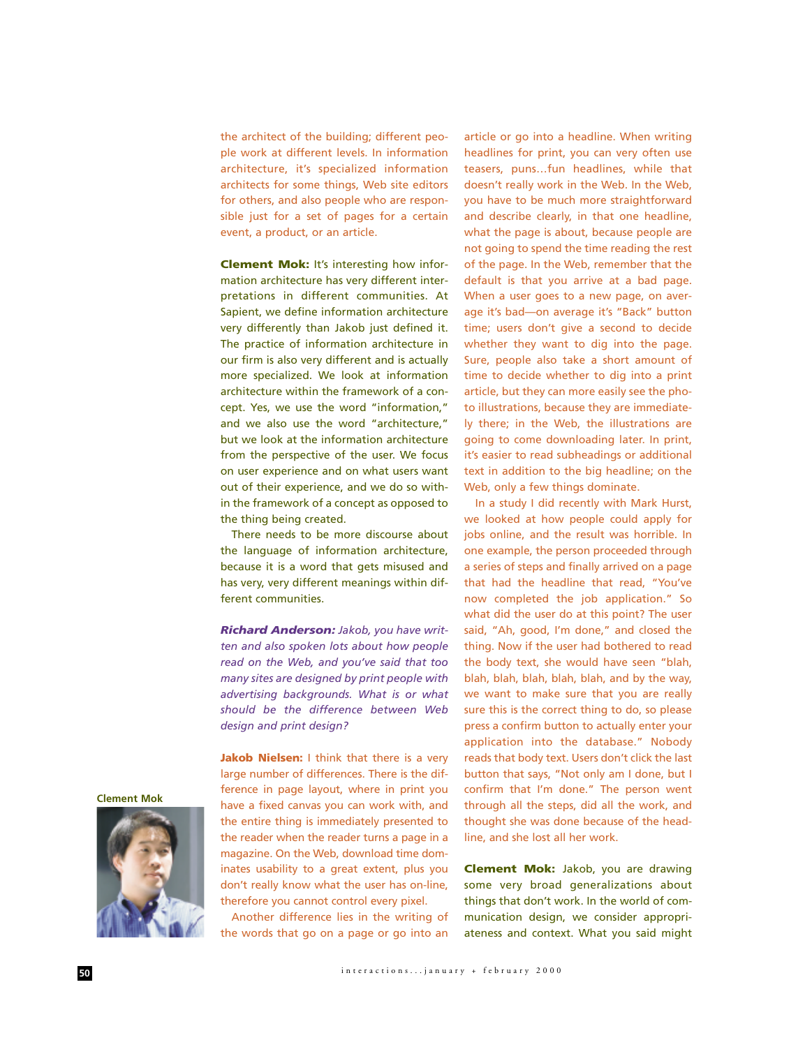the architect of the building; different people work at different levels. In information architecture, it's specialized information architects for some things, Web site editors for others, and also people who are responsible just for a set of pages for a certain event, a product, or an article.

**Clement Mok:** It's interesting how information architecture has very different interpretations in different communities. At Sapient, we define information architecture very differently than Jakob just defined it. The practice of information architecture in our firm is also very different and is actually more specialized. We look at information architecture within the framework of a concept. Yes, we use the word "information," and we also use the word "architecture," but we look at the information architecture from the perspective of the user. We focus on user experience and on what users want out of their experience, and we do so within the framework of a concept as opposed to the thing being created.

There needs to be more discourse about the language of information architecture, because it is a word that gets misused and has very, very different meanings within different communities.

***Richard Anderson:** Jakob, you have written and also spoken lots about how people read on the Web, and you've said that too many sites are designed by print people with advertising backgrounds. What is or what should be the difference between Web design and print design?*

**Jakob Nielsen:** I think that there is a very large number of differences. There is the difference in page layout, where in print you have a fixed canvas you can work with, and the entire thing is immediately presented to the reader when the reader turns a page in a magazine. On the Web, download time dominates usability to a great extent, plus you don't really know what the user has on-line, therefore you cannot control every pixel.

Another difference lies in the writing of the words that go on a page or go into an article or go into a headline. When writing headlines for print, you can very often use teasers, puns…fun headlines, while that doesn't really work in the Web. In the Web, you have to be much more straightforward and describe clearly, in that one headline, what the page is about, because people are not going to spend the time reading the rest of the page. In the Web, remember that the default is that you arrive at a bad page. When a user goes to a new page, on average it's bad—on average it's "Back" button time; users don't give a second to decide whether they want to dig into the page. Sure, people also take a short amount of time to decide whether to dig into a print article, but they can more easily see the photo illustrations, because they are immediately there; in the Web, the illustrations are going to come downloading later. In print, it's easier to read subheadings or additional text in addition to the big headline; on the Web, only a few things dominate.

In a study I did recently with Mark Hurst, we looked at how people could apply for jobs online, and the result was horrible. In one example, the person proceeded through a series of steps and finally arrived on a page that had the headline that read, "You've now completed the job application." So what did the user do at this point? The user said, "Ah, good, I'm done," and closed the thing. Now if the user had bothered to read the body text, she would have seen "blah, blah, blah, blah, blah, blah, and by the way, we want to make sure that you are really sure this is the correct thing to do, so please press a confirm button to actually enter your application into the database." Nobody reads that body text. Users don't click the last button that says, "Not only am I done, but I confirm that I'm done." The person went through all the steps, did all the work, and thought she was done because of the headline, and she lost all her work.

**Clement Mok:** Jakob, you are drawing some very broad generalizations about things that don't work. In the world of communication design, we consider appropriateness and context. What you said might

Clement Mok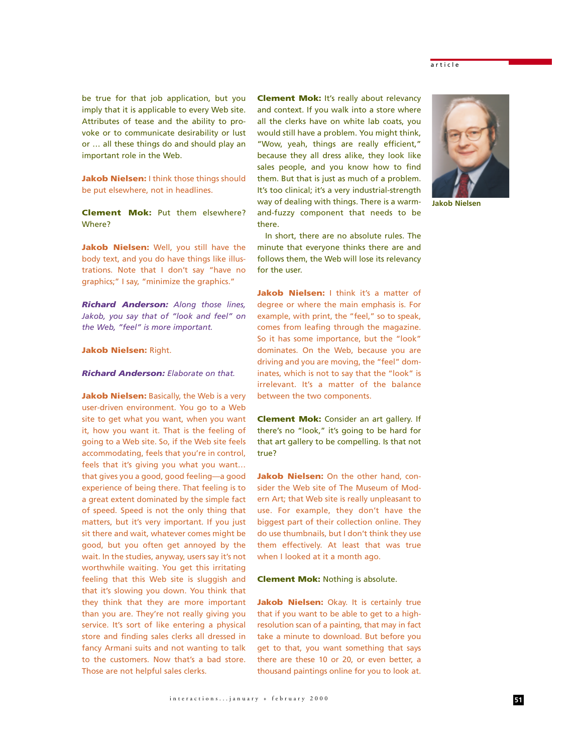be true for that job application, but you imply that it is applicable to every Web site. Attributes of tease and the ability to provoke or to communicate desirability or lust or … all these things do and should play an important role in the Web.

**Jakob Nielsen:** I think those things should be put elsewhere, not in headlines.

**Clement Mok:** Put them elsewhere? Where?

**Jakob Nielsen:** Well, you still have the body text, and you do have things like illustrations. Note that I don't say "have no graphics;" I say, "minimize the graphics."

***Richard Anderson:** Along those lines, Jakob, you say that of "look and feel" on the Web, "feel" is more important.*

**Jakob Nielsen:** Right.

***Richard Anderson:** Elaborate on that.*

**Jakob Nielsen:** Basically, the Web is a very user-driven environment. You go to a Web site to get what you want, when you want it, how you want it. That is the feeling of going to a Web site. So, if the Web site feels accommodating, feels that you're in control, feels that it's giving you what you want… that gives you a good, good feeling—a good experience of being there. That feeling is to a great extent dominated by the simple fact of speed. Speed is not the only thing that matters, but it's very important. If you just sit there and wait, whatever comes might be good, but you often get annoyed by the wait. In the studies, anyway, users say it's not worthwhile waiting. You get this irritating feeling that this Web site is sluggish and that it's slowing you down. You think that they think that they are more important than you are. They're not really giving you service. It's sort of like entering a physical store and finding sales clerks all dressed in fancy Armani suits and not wanting to talk to the customers. Now that's a bad store. Those are not helpful sales clerks.

**Clement Mok:** It's really about relevancy and context. If you walk into a store where all the clerks have on white lab coats, you would still have a problem. You might think, "Wow, yeah, things are really efficient," because they all dress alike, they look like sales people, and you know how to find them. But that is just as much of a problem. It's too clinical; it's a very industrial-strength way of dealing with things. There is a warm-and-fuzzy component that needs to be there.

In short, there are no absolute rules. The minute that everyone thinks there are and follows them, the Web will lose its relevancy for the user.

**Jakob Nielsen:** I think it's a matter of degree or where the main emphasis is. For example, with print, the "feel," so to speak, comes from leafing through the magazine. So it has some importance, but the "look" dominates. On the Web, because you are driving and you are moving, the "feel" dominates, which is not to say that the "look" is irrelevant. It's a matter of the balance between the two components.

**Clement Mok:** Consider an art gallery. If there's no "look," it's going to be hard for that art gallery to be compelling. Is that not true?

**Jakob Nielsen:** On the other hand, consider the Web site of The Museum of Modern Art; that Web site is really unpleasant to use. For example, they don't have the biggest part of their collection online. They do use thumbnails, but I don't think they use them effectively. At least that was true when I looked at it a month ago.

**Clement Mok:** Nothing is absolute.

**Jakob Nielsen:** Okay. It is certainly true that if you want to be able to get to a high-resolution scan of a painting, that may in fact take a minute to download. But before you get to that, you want something that says there are these 10 or 20, or even better, a thousand paintings online for you to look at.

Jakob Nielsen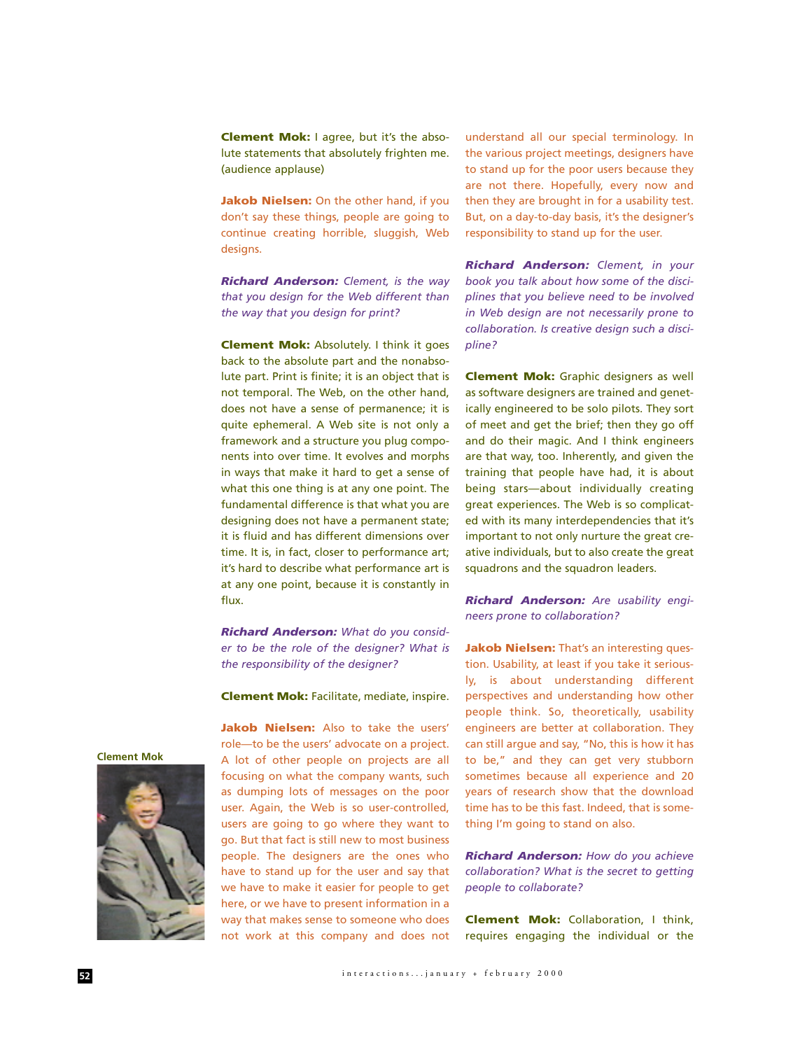**Clement Mok:** I agree, but it's the absolute statements that absolutely frighten me. (audience applause)

**Jakob Nielsen:** On the other hand, if you don't say these things, people are going to continue creating horrible, sluggish, Web designs.

***Richard Anderson:*** *Clement, is the way that you design for the Web different than the way that you design for print?*

**Clement Mok:** Absolutely. I think it goes back to the absolute part and the nonabsolute part. Print is finite; it is an object that is not temporal. The Web, on the other hand, does not have a sense of permanence; it is quite ephemeral. A Web site is not only a framework and a structure you plug components into over time. It evolves and morphs in ways that make it hard to get a sense of what this one thing is at any one point. The fundamental difference is that what you are designing does not have a permanent state; it is fluid and has different dimensions over time. It is, in fact, closer to performance art; it's hard to describe what performance art is at any one point, because it is constantly in flux.

***Richard Anderson:*** *What do you consider to be the role of the designer? What is the responsibility of the designer?*

**Clement Mok:** Facilitate, mediate, inspire.

**Jakob Nielsen:** Also to take the users' role—to be the users' advocate on a project. A lot of other people on projects are all focusing on what the company wants, such as dumping lots of messages on the poor user. Again, the Web is so user-controlled, users are going to go where they want to go. But that fact is still new to most business people. The designers are the ones who have to stand up for the user and say that we have to make it easier for people to get here, or we have to present information in a way that makes sense to someone who does not work at this company and does not understand all our special terminology. In the various project meetings, designers have to stand up for the poor users because they are not there. Hopefully, every now and then they are brought in for a usability test. But, on a day-to-day basis, it's the designer's responsibility to stand up for the user.

***Richard Anderson:*** *Clement, in your book you talk about how some of the disciplines that you believe need to be involved in Web design are not necessarily prone to collaboration. Is creative design such a discipline?*

**Clement Mok:** Graphic designers as well as software designers are trained and genetically engineered to be solo pilots. They sort of meet and get the brief; then they go off and do their magic. And I think engineers are that way, too. Inherently, and given the training that people have had, it is about being stars—about individually creating great experiences. The Web is so complicated with its many interdependencies that it's important to not only nurture the great creative individuals, but to also create the great squadrons and the squadron leaders.

***Richard Anderson:*** *Are usability engineers prone to collaboration?*

**Jakob Nielsen:** That's an interesting question. Usability, at least if you take it seriously, is about understanding different perspectives and understanding how other people think. So, theoretically, usability engineers are better at collaboration. They can still argue and say, "No, this is how it has to be," and they can get very stubborn sometimes because all experience and 20 years of research show that the download time has to be this fast. Indeed, that is something I'm going to stand on also.

***Richard Anderson:*** *How do you achieve collaboration? What is the secret to getting people to collaborate?*

**Clement Mok:** Collaboration, I think, requires engaging the individual or the

Clement Mok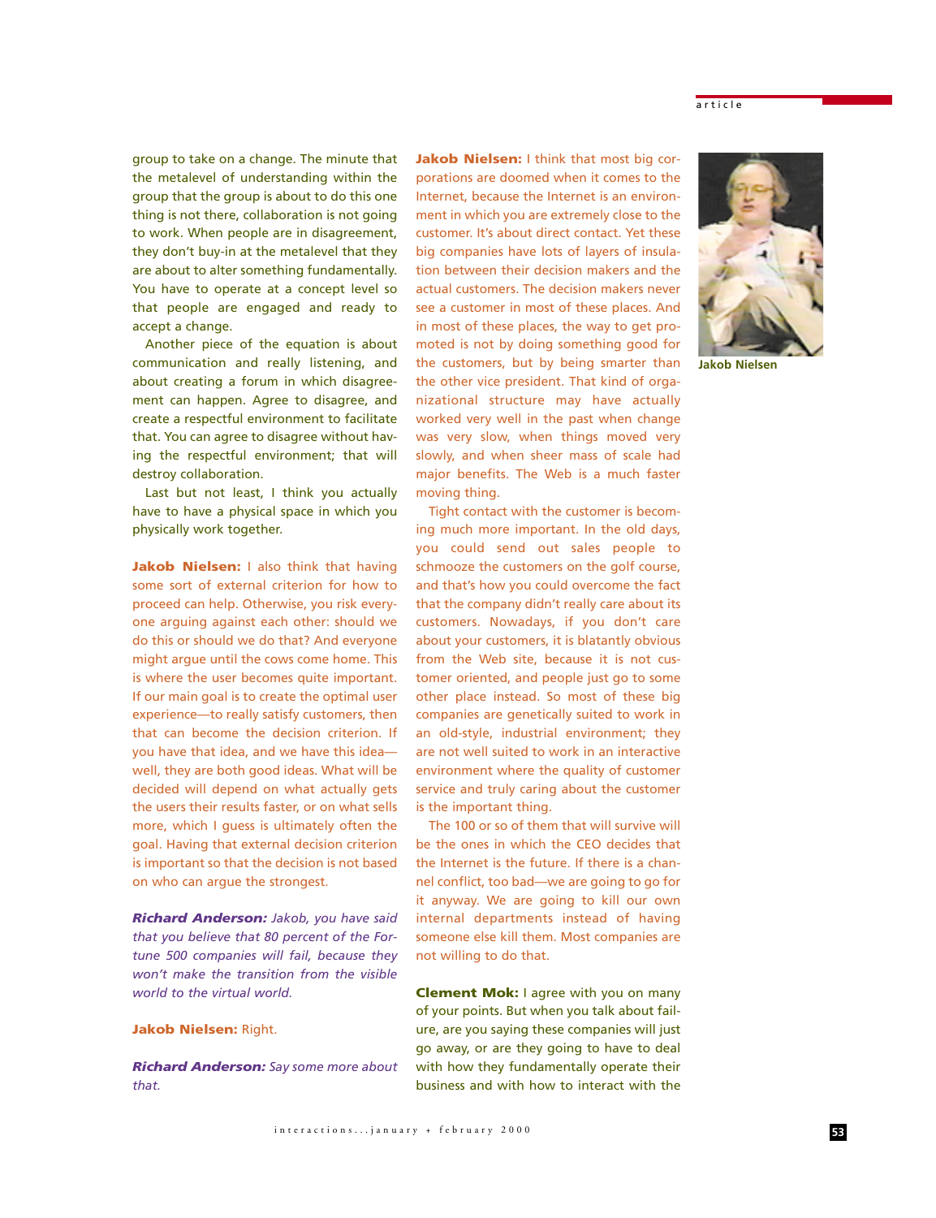group to take on a change. The minute that the metalevel of understanding within the group that the group is about to do this one thing is not there, collaboration is not going to work. When people are in disagreement, they don't buy-in at the metalevel that they are about to alter something fundamentally. You have to operate at a concept level so that people are engaged and ready to accept a change.

Another piece of the equation is about communication and really listening, and about creating a forum in which disagreement can happen. Agree to disagree, and create a respectful environment to facilitate that. You can agree to disagree without having the respectful environment; that will destroy collaboration.

Last but not least, I think you actually have to have a physical space in which you physically work together.

**Jakob Nielsen:** I also think that having some sort of external criterion for how to proceed can help. Otherwise, you risk everyone arguing against each other: should we do this or should we do that? And everyone might argue until the cows come home. This is where the user becomes quite important. If our main goal is to create the optimal user experience—to really satisfy customers, then that can become the decision criterion. If you have that idea, and we have this idea—well, they are both good ideas. What will be decided will depend on what actually gets the users their results faster, or on what sells more, which I guess is ultimately often the goal. Having that external decision criterion is important so that the decision is not based on who can argue the strongest.

***Richard Anderson:*** *Jakob, you have said that you believe that 80 percent of the Fortune 500 companies will fail, because they won't make the transition from the visible world to the virtual world.*

**Jakob Nielsen:** Right.

***Richard Anderson:*** *Say some more about that.*

**Jakob Nielsen:** I think that most big corporations are doomed when it comes to the Internet, because the Internet is an environment in which you are extremely close to the customer. It's about direct contact. Yet these big companies have lots of layers of insulation between their decision makers and the actual customers. The decision makers never see a customer in most of these places. And in most of these places, the way to get promoted is not by doing something good for the customers, but by being smarter than the other vice president. That kind of organizational structure may have actually worked very well in the past when change was very slow, when things moved very slowly, and when sheer mass of scale had major benefits. The Web is a much faster moving thing.

Tight contact with the customer is becoming much more important. In the old days, you could send out sales people to schmooze the customers on the golf course, and that's how you could overcome the fact that the company didn't really care about its customers. Nowadays, if you don't care about your customers, it is blatantly obvious from the Web site, because it is not customer oriented, and people just go to some other place instead. So most of these big companies are genetically suited to work in an old-style, industrial environment; they are not well suited to work in an interactive environment where the quality of customer service and truly caring about the customer is the important thing.

The 100 or so of them that will survive will be the ones in which the CEO decides that the Internet is the future. If there is a channel conflict, too bad—we are going to go for it anyway. We are going to kill our own internal departments instead of having someone else kill them. Most companies are not willing to do that.

Jakob Nielsen

**Clement Mok:** I agree with you on many of your points. But when you talk about failure, are you saying these companies will just go away, or are they going to have to deal with how they fundamentally operate their business and with how to interact with the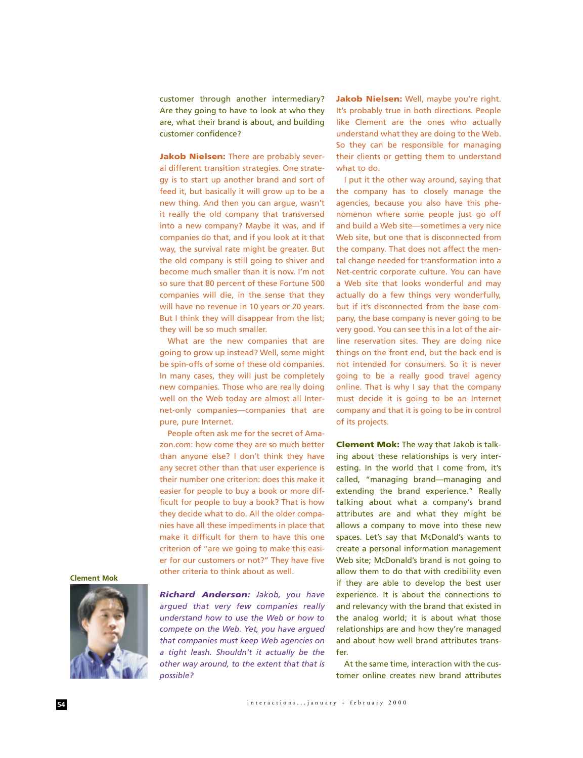customer through another intermediary? Are they going to have to look at who they are, what their brand is about, and building customer confidence?

**Jakob Nielsen:** There are probably several different transition strategies. One strategy is to start up another brand and sort of feed it, but basically it will grow up to be a new thing. And then you can argue, wasn't it really the old company that transversed into a new company? Maybe it was, and if companies do that, and if you look at it that way, the survival rate might be greater. But the old company is still going to shiver and become much smaller than it is now. I'm not so sure that 80 percent of these Fortune 500 companies will die, in the sense that they will have no revenue in 10 years or 20 years. But I think they will disappear from the list; they will be so much smaller.

What are the new companies that are going to grow up instead? Well, some might be spin-offs of some of these old companies. In many cases, they will just be completely new companies. Those who are really doing well on the Web today are almost all Internet-only companies—companies that are pure, pure Internet.

People often ask me for the secret of Amazon.com: how come they are so much better than anyone else? I don't think they have any secret other than that user experience is their number one criterion: does this make it easier for people to buy a book or more difficult for people to buy a book? That is how they decide what to do. All the older companies have all these impediments in place that make it difficult for them to have this one criterion of "are we going to make this easier for our customers or not?" They have five other criteria to think about as well.

Clement Mok

***Richard Anderson:*** *Jakob, you have argued that very few companies really understand how to use the Web or how to compete on the Web. Yet, you have argued that companies must keep Web agencies on a tight leash. Shouldn't it actually be the other way around, to the extent that that is possible?*

**Jakob Nielsen:** Well, maybe you're right. It's probably true in both directions. People like Clement are the ones who actually understand what they are doing to the Web. So they can be responsible for managing their clients or getting them to understand what to do.

I put it the other way around, saying that the company has to closely manage the agencies, because you also have this phenomenon where some people just go off and build a Web site—sometimes a very nice Web site, but one that is disconnected from the company. That does not affect the mental change needed for transformation into a Net-centric corporate culture. You can have a Web site that looks wonderful and may actually do a few things very wonderfully, but if it's disconnected from the base company, the base company is never going to be very good. You can see this in a lot of the airline reservation sites. They are doing nice things on the front end, but the back end is not intended for consumers. So it is never going to be a really good travel agency online. That is why I say that the company must decide it is going to be an Internet company and that it is going to be in control of its projects.

**Clement Mok:** The way that Jakob is talking about these relationships is very interesting. In the world that I come from, it's called, "managing brand—managing and extending the brand experience." Really talking about what a company's brand attributes are and what they might be allows a company to move into these new spaces. Let's say that McDonald's wants to create a personal information management Web site; McDonald's brand is not going to allow them to do that with credibility even if they are able to develop the best user experience. It is about the connections to and relevancy with the brand that existed in the analog world; it is about what those relationships are and how they're managed and about how well brand attributes transfer.

At the same time, interaction with the customer online creates new brand attributes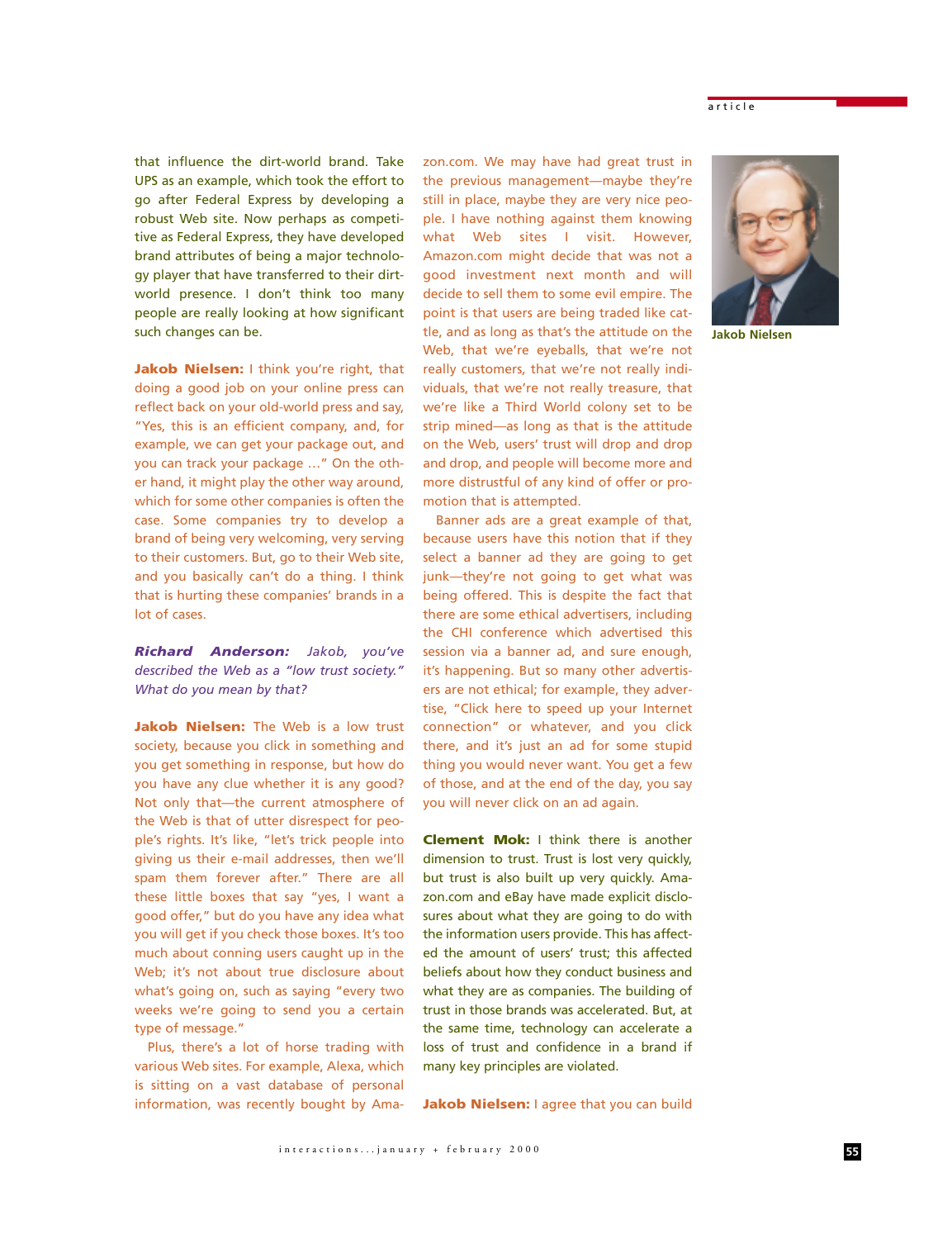that influence the dirt-world brand. Take UPS as an example, which took the effort to go after Federal Express by developing a robust Web site. Now perhaps as competitive as Federal Express, they have developed brand attributes of being a major technology player that have transferred to their dirt-world presence. I don't think too many people are really looking at how significant such changes can be.

**Jakob Nielsen:** I think you're right, that doing a good job on your online press can reflect back on your old-world press and say, "Yes, this is an efficient company, and, for example, we can get your package out, and you can track your package …" On the other hand, it might play the other way around, which for some other companies is often the case. Some companies try to develop a brand of being very welcoming, very serving to their customers. But, go to their Web site, and you basically can't do a thing. I think that is hurting these companies' brands in a lot of cases.

***Richard Anderson:*** *Jakob, you've described the Web as a "low trust society." What do you mean by that?*

**Jakob Nielsen:** The Web is a low trust society, because you click in something and you get something in response, but how do you have any clue whether it is any good? Not only that—the current atmosphere of the Web is that of utter disrespect for people's rights. It's like, "let's trick people into giving us their e-mail addresses, then we'll spam them forever after." There are all these little boxes that say "yes, I want a good offer," but do you have any idea what you will get if you check those boxes. It's too much about conning users caught up in the Web; it's not about true disclosure about what's going on, such as saying "every two weeks we're going to send you a certain type of message."

Plus, there's a lot of horse trading with various Web sites. For example, Alexa, which is sitting on a vast database of personal information, was recently bought by Amazon.com. We may have had great trust in the previous management—maybe they're still in place, maybe they are very nice people. I have nothing against them knowing what Web sites I visit. However, Amazon.com might decide that was not a good investment next month and will decide to sell them to some evil empire. The point is that users are being traded like cattle, and as long as that's the attitude on the Web, that we're eyeballs, that we're not really customers, that we're not really individuals, that we're not really treasure, that we're like a Third World colony set to be strip mined—as long as that is the attitude on the Web, users' trust will drop and drop and drop, and people will become more and more distrustful of any kind of offer or promotion that is attempted.

Banner ads are a great example of that, because users have this notion that if they select a banner ad they are going to get junk—they're not going to get what was being offered. This is despite the fact that there are some ethical advertisers, including the CHI conference which advertised this session via a banner ad, and sure enough, it's happening. But so many other advertisers are not ethical; for example, they advertise, "Click here to speed up your Internet connection" or whatever, and you click there, and it's just an ad for some stupid thing you would never want. You get a few of those, and at the end of the day, you say you will never click on an ad again.

**Clement Mok:** I think there is another dimension to trust. Trust is lost very quickly, but trust is also built up very quickly. Amazon.com and eBay have made explicit disclosures about what they are going to do with the information users provide. This has affected the amount of users' trust; this affected beliefs about how they conduct business and what they are as companies. The building of trust in those brands was accelerated. But, at the same time, technology can accelerate a loss of trust and confidence in a brand if many key principles are violated.

**Jakob Nielsen:** I agree that you can build

Jakob Nielsen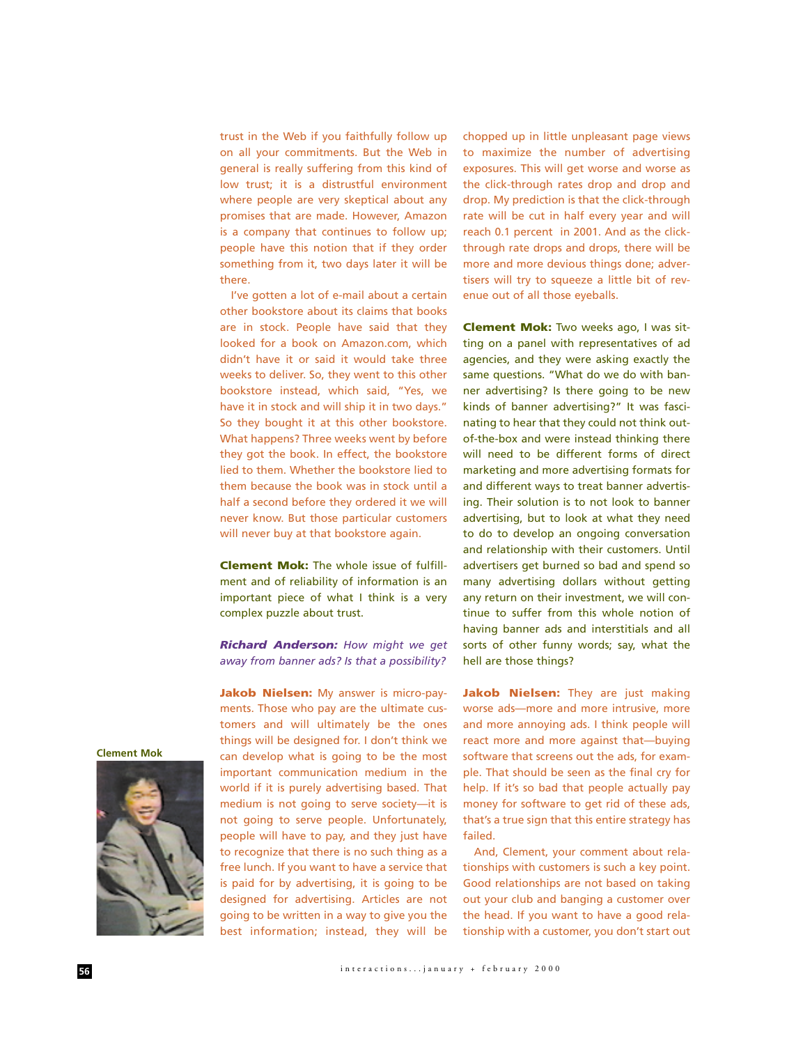trust in the Web if you faithfully follow up on all your commitments. But the Web in general is really suffering from this kind of low trust; it is a distrustful environment where people are very skeptical about any promises that are made. However, Amazon is a company that continues to follow up; people have this notion that if they order something from it, two days later it will be there.

I've gotten a lot of e-mail about a certain other bookstore about its claims that books are in stock. People have said that they looked for a book on Amazon.com, which didn't have it or said it would take three weeks to deliver. So, they went to this other bookstore instead, which said, "Yes, we have it in stock and will ship it in two days." So they bought it at this other bookstore. What happens? Three weeks went by before they got the book. In effect, the bookstore lied to them. Whether the bookstore lied to them because the book was in stock until a half a second before they ordered it we will never know. But those particular customers will never buy at that bookstore again.

**Clement Mok:** The whole issue of fulfillment and of reliability of information is an important piece of what I think is a very complex puzzle about trust.

***Richard Anderson:*** *How might we get away from banner ads? Is that a possibility?*

**Jakob Nielsen:** My answer is micro-payments. Those who pay are the ultimate customers and will ultimately be the ones things will be designed for. I don't think we can develop what is going to be the most important communication medium in the world if it is purely advertising based. That medium is not going to serve society—it is not going to serve people. Unfortunately, people will have to pay, and they just have to recognize that there is no such thing as a free lunch. If you want to have a service that is paid for by advertising, it is going to be designed for advertising. Articles are not going to be written in a way to give you the best information; instead, they will be chopped up in little unpleasant page views to maximize the number of advertising exposures. This will get worse and worse as the click-through rates drop and drop and drop. My prediction is that the click-through rate will be cut in half every year and will reach 0.1 percent in 2001. And as the click-through rate drops and drops, there will be more and more devious things done; advertisers will try to squeeze a little bit of revenue out of all those eyeballs.

**Clement Mok:** Two weeks ago, I was sitting on a panel with representatives of ad agencies, and they were asking exactly the same questions. "What do we do with banner advertising? Is there going to be new kinds of banner advertising?" It was fascinating to hear that they could not think out-of-the-box and were instead thinking there will need to be different forms of direct marketing and more advertising formats for and different ways to treat banner advertising. Their solution is to not look to banner advertising, but to look at what they need to do to develop an ongoing conversation and relationship with their customers. Until advertisers get burned so bad and spend so many advertising dollars without getting any return on their investment, we will continue to suffer from this whole notion of having banner ads and interstitials and all sorts of other funny words; say, what the hell are those things?

**Jakob Nielsen:** They are just making worse ads—more and more intrusive, more and more annoying ads. I think people will react more and more against that—buying software that screens out the ads, for example. That should be seen as the final cry for help. If it's so bad that people actually pay money for software to get rid of these ads, that's a true sign that this entire strategy has failed.

And, Clement, your comment about relationships with customers is such a key point. Good relationships are not based on taking out your club and banging a customer over the head. If you want to have a good relationship with a customer, you don't start out

Clement Mok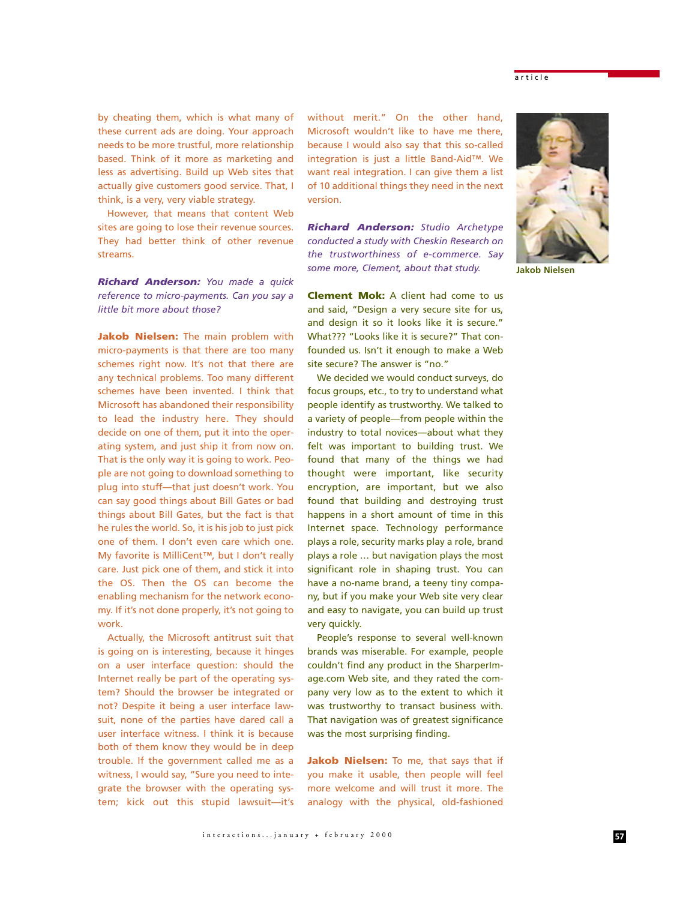by cheating them, which is what many of these current ads are doing. Your approach needs to be more trustful, more relationship based. Think of it more as marketing and less as advertising. Build up Web sites that actually give customers good service. That, I think, is a very, very viable strategy.

However, that means that content Web sites are going to lose their revenue sources. They had better think of other revenue streams.

***Richard Anderson:*** *You made a quick reference to micro-payments. Can you say a little bit more about those?*

**Jakob Nielsen:** The main problem with micro-payments is that there are too many schemes right now. It's not that there are any technical problems. Too many different schemes have been invented. I think that Microsoft has abandoned their responsibility to lead the industry here. They should decide on one of them, put it into the operating system, and just ship it from now on. That is the only way it is going to work. People are not going to download something to plug into stuff—that just doesn't work. You can say good things about Bill Gates or bad things about Bill Gates, but the fact is that he rules the world. So, it is his job to just pick one of them. I don't even care which one. My favorite is MilliCent™, but I don't really care. Just pick one of them, and stick it into the OS. Then the OS can become the enabling mechanism for the network economy. If it's not done properly, it's not going to work.

Actually, the Microsoft antitrust suit that is going on is interesting, because it hinges on a user interface question: should the Internet really be part of the operating system? Should the browser be integrated or not? Despite it being a user interface lawsuit, none of the parties have dared call a user interface witness. I think it is because both of them know they would be in deep trouble. If the government called me as a witness, I would say, "Sure you need to integrate the browser with the operating system; kick out this stupid lawsuit—it's without merit." On the other hand, Microsoft wouldn't like to have me there, because I would also say that this so-called integration is just a little Band-Aid™. We want real integration. I can give them a list of 10 additional things they need in the next version.

***Richard Anderson:*** *Studio Archetype conducted a study with Cheskin Research on the trustworthiness of e-commerce. Say some more, Clement, about that study.*

**Clement Mok:** A client had come to us and said, "Design a very secure site for us, and design it so it looks like it is secure." What??? "Looks like it is secure?" That confounded us. Isn't it enough to make a Web site secure? The answer is "no."

We decided we would conduct surveys, do focus groups, etc., to try to understand what people identify as trustworthy. We talked to a variety of people—from people within the industry to total novices—about what they felt was important to building trust. We found that many of the things we had thought were important, like security encryption, are important, but we also found that building and destroying trust happens in a short amount of time in this Internet space. Technology performance plays a role, security marks play a role, brand plays a role … but navigation plays the most significant role in shaping trust. You can have a no-name brand, a teeny tiny company, but if you make your Web site very clear and easy to navigate, you can build up trust very quickly.

People's response to several well-known brands was miserable. For example, people couldn't find any product in the SharperImage.com Web site, and they rated the company very low as to the extent to which it was trustworthy to transact business with. That navigation was of greatest significance was the most surprising finding.

**Jakob Nielsen:** To me, that says that if you make it usable, then people will feel more welcome and will trust it more. The analogy with the physical, old-fashioned

Jakob Nielsen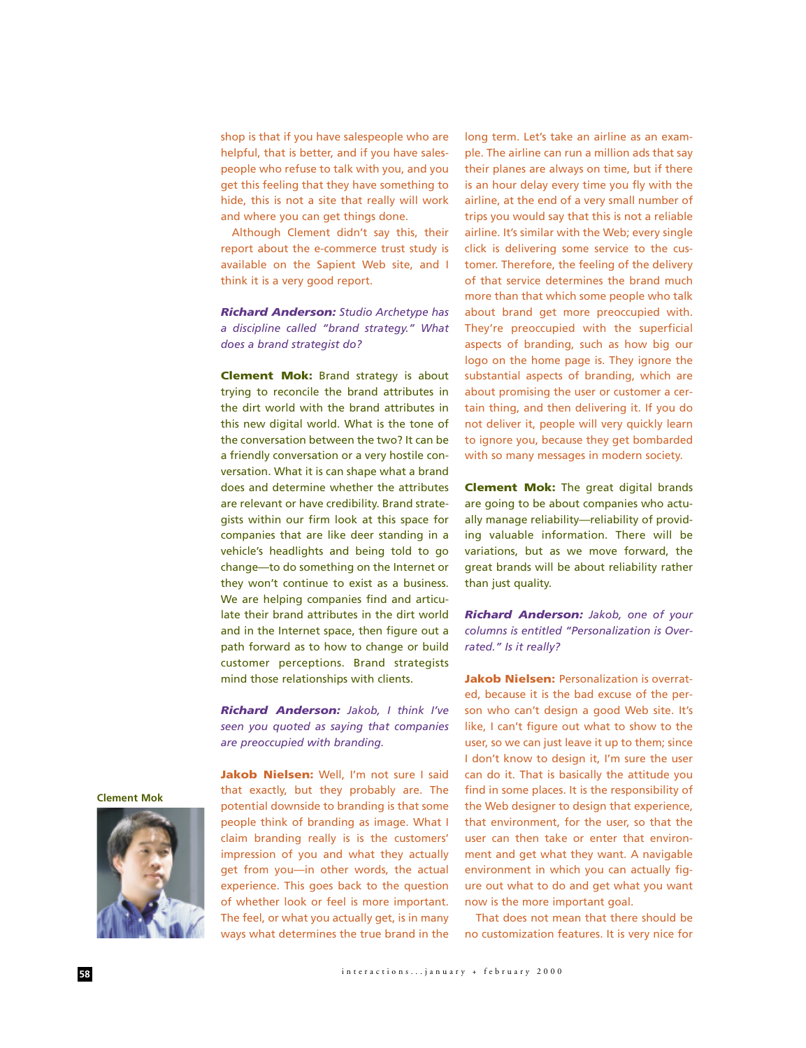shop is that if you have salespeople who are helpful, that is better, and if you have salespeople who refuse to talk with you, and you get this feeling that they have something to hide, this is not a site that really will work and where you can get things done.

Although Clement didn't say this, their report about the e-commerce trust study is available on the Sapient Web site, and I think it is a very good report.

***Richard Anderson:*** *Studio Archetype has a discipline called "brand strategy." What does a brand strategist do?*

**Clement Mok:** Brand strategy is about trying to reconcile the brand attributes in the dirt world with the brand attributes in this new digital world. What is the tone of the conversation between the two? It can be a friendly conversation or a very hostile conversation. What it is can shape what a brand does and determine whether the attributes are relevant or have credibility. Brand strategists within our firm look at this space for companies that are like deer standing in a vehicle's headlights and being told to go change—to do something on the Internet or they won't continue to exist as a business. We are helping companies find and articulate their brand attributes in the dirt world and in the Internet space, then figure out a path forward as to how to change or build customer perceptions. Brand strategists mind those relationships with clients.

***Richard Anderson:*** *Jakob, I think I've seen you quoted as saying that companies are preoccupied with branding.*

**Jakob Nielsen:** Well, I'm not sure I said that exactly, but they probably are. The potential downside to branding is that some people think of branding as image. What I claim branding really is is the customers' impression of you and what they actually get from you—in other words, the actual experience. This goes back to the question of whether look or feel is more important. The feel, or what you actually get, is in many ways what determines the true brand in the long term. Let's take an airline as an example. The airline can run a million ads that say their planes are always on time, but if there is an hour delay every time you fly with the airline, at the end of a very small number of trips you would say that this is not a reliable airline. It's similar with the Web; every single click is delivering some service to the customer. Therefore, the feeling of the delivery of that service determines the brand much more than that which some people who talk about brand get more preoccupied with. They're preoccupied with the superficial aspects of branding, such as how big our logo on the home page is. They ignore the substantial aspects of branding, which are about promising the user or customer a certain thing, and then delivering it. If you do not deliver it, people will very quickly learn to ignore you, because they get bombarded with so many messages in modern society.

**Clement Mok:** The great digital brands are going to be about companies who actually manage reliability—reliability of providing valuable information. There will be variations, but as we move forward, the great brands will be about reliability rather than just quality.

***Richard Anderson:*** *Jakob, one of your columns is entitled "Personalization is Overrated." Is it really?*

**Jakob Nielsen:** Personalization is overrated, because it is the bad excuse of the person who can't design a good Web site. It's like, I can't figure out what to show to the user, so we can just leave it up to them; since I don't know to design it, I'm sure the user can do it. That is basically the attitude you find in some places. It is the responsibility of the Web designer to design that experience, that environment, for the user, so that the user can then take or enter that environment and get what they want. A navigable environment in which you can actually figure out what to do and get what you want now is the more important goal.

That does not mean that there should be no customization features. It is very nice for

Clement Mok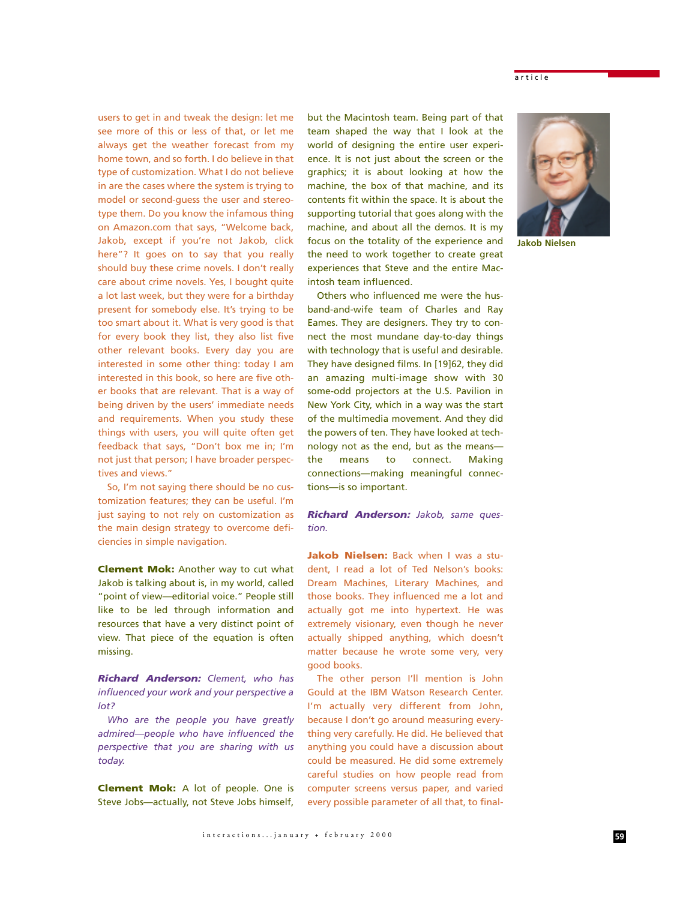users to get in and tweak the design: let me see more of this or less of that, or let me always get the weather forecast from my home town, and so forth. I do believe in that type of customization. What I do not believe in are the cases where the system is trying to model or second-guess the user and stereotype them. Do you know the infamous thing on Amazon.com that says, "Welcome back, Jakob, except if you're not Jakob, click here"? It goes on to say that you really should buy these crime novels. I don't really care about crime novels. Yes, I bought quite a lot last week, but they were for a birthday present for somebody else. It's trying to be too smart about it. What is very good is that for every book they list, they also list five other relevant books. Every day you are interested in some other thing: today I am interested in this book, so here are five other books that are relevant. That is a way of being driven by the users' immediate needs and requirements. When you study these things with users, you will quite often get feedback that says, "Don't box me in; I'm not just that person; I have broader perspectives and views."

So, I'm not saying there should be no customization features; they can be useful. I'm just saying to not rely on customization as the main design strategy to overcome deficiencies in simple navigation.

**Clement Mok:** Another way to cut what Jakob is talking about is, in my world, called "point of view—editorial voice." People still like to be led through information and resources that have a very distinct point of view. That piece of the equation is often missing.

***Richard Anderson:*** *Clement, who has influenced your work and your perspective a lot?*

*Who are the people you have greatly admired—people who have influenced the perspective that you are sharing with us today.*

**Clement Mok:** A lot of people. One is Steve Jobs—actually, not Steve Jobs himself, but the Macintosh team. Being part of that team shaped the way that I look at the world of designing the entire user experience. It is not just about the screen or the graphics; it is about looking at how the machine, the box of that machine, and its contents fit within the space. It is about the supporting tutorial that goes along with the machine, and about all the demos. It is my focus on the totality of the experience and the need to work together to create great experiences that Steve and the entire Macintosh team influenced.

Others who influenced me were the husband-and-wife team of Charles and Ray Eames. They are designers. They try to connect the most mundane day-to-day things with technology that is useful and desirable. They have designed films. In [19]62, they did an amazing multi-image show with 30 some-odd projectors at the U.S. Pavilion in New York City, which in a way was the start of the multimedia movement. And they did the powers of ten. They have looked at technology not as the end, but as the means—the means to connect. Making connections—making meaningful connections—is so important.

***Richard Anderson:*** *Jakob, same question.*

**Jakob Nielsen:** Back when I was a student, I read a lot of Ted Nelson's books: Dream Machines, Literary Machines, and those books. They influenced me a lot and actually got me into hypertext. He was extremely visionary, even though he never actually shipped anything, which doesn't matter because he wrote some very, very good books.

The other person I'll mention is John Gould at the IBM Watson Research Center. I'm actually very different from John, because I don't go around measuring everything very carefully. He did. He believed that anything you could have a discussion about could be measured. He did some extremely careful studies on how people read from computer screens versus paper, and varied every possible parameter of all that, to final-

**Jakob Nielsen**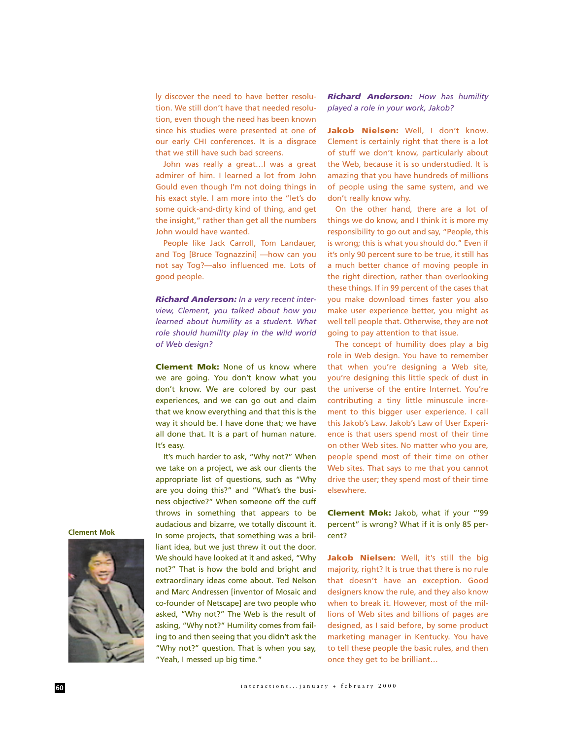ly discover the need to have better resolution. We still don't have that needed resolution, even though the need has been known since his studies were presented at one of our early CHI conferences. It is a disgrace that we still have such bad screens.

John was really a great…I was a great admirer of him. I learned a lot from John Gould even though I'm not doing things in his exact style. I am more into the "let's do some quick-and-dirty kind of thing, and get the insight," rather than get all the numbers John would have wanted.

People like Jack Carroll, Tom Landauer, and Tog [Bruce Tognazzini] —how can you not say Tog?—also influenced me. Lots of good people.

***Richard Anderson:*** *In a very recent interview, Clement, you talked about how you learned about humility as a student. What role should humility play in the wild world of Web design?*

**Clement Mok:** None of us know where we are going. You don't know what you don't know. We are colored by our past experiences, and we can go out and claim that we know everything and that this is the way it should be. I have done that; we have all done that. It is a part of human nature. It's easy.

It's much harder to ask, "Why not?" When we take on a project, we ask our clients the appropriate list of questions, such as "Why are you doing this?" and "What's the business objective?" When someone off the cuff throws in something that appears to be audacious and bizarre, we totally discount it. In some projects, that something was a brilliant idea, but we just threw it out the door. We should have looked at it and asked, "Why not?" That is how the bold and bright and extraordinary ideas come about. Ted Nelson and Marc Andreesen [inventor of Mosaic and co-founder of Netscape] are two people who asked, "Why not?" The Web is the result of asking, "Why not?" Humility comes from failing to and then seeing that you didn't ask the "Why not?" question. That is when you say, "Yeah, I messed up big time."

Clement Mok

***Richard Anderson:*** *How has humility played a role in your work, Jakob?*

**Jakob Nielsen:** Well, I don't know. Clement is certainly right that there is a lot of stuff we don't know, particularly about the Web, because it is so understudied. It is amazing that you have hundreds of millions of people using the same system, and we don't really know why.

On the other hand, there are a lot of things we do know, and I think it is more my responsibility to go out and say, "People, this is wrong; this is what you should do." Even if it's only 90 percent sure to be true, it still has a much better chance of moving people in the right direction, rather than overlooking these things. If in 99 percent of the cases that you make download times faster you also make user experience better, you might as well tell people that. Otherwise, they are not going to pay attention to that issue.

The concept of humility does play a big role in Web design. You have to remember that when you're designing a Web site, you're designing this little speck of dust in the universe of the entire Internet. You're contributing a tiny little minuscule increment to this bigger user experience. I call this Jakob's Law. Jakob's Law of User Experience is that users spend most of their time on other Web sites. No matter who you are, people spend most of their time on other Web sites. That says to me that you cannot drive the user; they spend most of their time elsewhere.

**Clement Mok:** Jakob, what if your "'99 percent" is wrong? What if it is only 85 percent?

**Jakob Nielsen:** Well, it's still the big majority, right? It is true that there is no rule that doesn't have an exception. Good designers know the rule, and they also know when to break it. However, most of the millions of Web sites and billions of pages are designed, as I said before, by some product marketing manager in Kentucky. You have to tell these people the basic rules, and then once they get to be brilliant…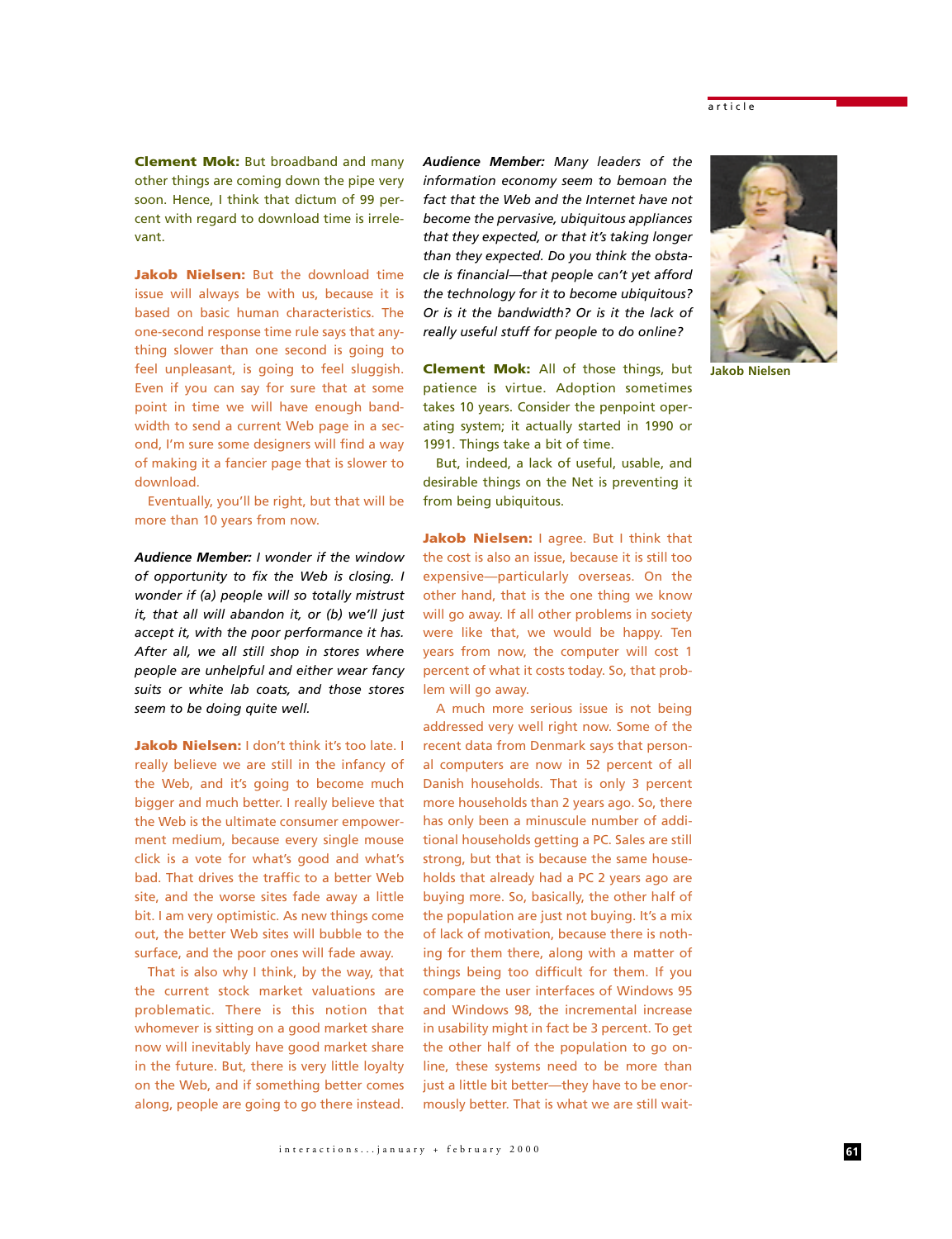**Clement Mok:** But broadband and many other things are coming down the pipe very soon. Hence, I think that dictum of 99 percent with regard to download time is irrelevant.

**Jakob Nielsen:** But the download time issue will always be with us, because it is based on basic human characteristics. The one-second response time rule says that anything slower than one second is going to feel unpleasant, is going to feel sluggish. Even if you can say for sure that at some point in time we will have enough bandwidth to send a current Web page in a second, I'm sure some designers will find a way of making it a fancier page that is slower to download.

Eventually, you'll be right, but that will be more than 10 years from now.

***Audience Member:*** *I wonder if the window of opportunity to fix the Web is closing. I wonder if (a) people will so totally mistrust it, that all will abandon it, or (b) we'll just accept it, with the poor performance it has. After all, we all still shop in stores where people are unhelpful and either wear fancy suits or white lab coats, and those stores seem to be doing quite well.*

**Jakob Nielsen:** I don't think it's too late. I really believe we are still in the infancy of the Web, and it's going to become much bigger and much better. I really believe that the Web is the ultimate consumer empowerment medium, because every single mouse click is a vote for what's good and what's bad. That drives the traffic to a better Web site, and the worse sites fade away a little bit. I am very optimistic. As new things come out, the better Web sites will bubble to the surface, and the poor ones will fade away.

That is also why I think, by the way, that the current stock market valuations are problematic. There is this notion that whomever is sitting on a good market share now will inevitably have good market share in the future. But, there is very little loyalty on the Web, and if something better comes along, people are going to go there instead.

***Audience Member:*** *Many leaders of the information economy seem to bemoan the fact that the Web and the Internet have not become the pervasive, ubiquitous appliances that they expected, or that it's taking longer than they expected. Do you think the obstacle is financial—that people can't yet afford the technology for it to become ubiquitous? Or is it the bandwidth? Or is it the lack of really useful stuff for people to do online?*

**Clement Mok:** All of those things, but patience is virtue. Adoption sometimes takes 10 years. Consider the penpoint operating system; it actually started in 1990 or 1991. Things take a bit of time.

But, indeed, a lack of useful, usable, and desirable things on the Net is preventing it from being ubiquitous.

**Jakob Nielsen:** I agree. But I think that the cost is also an issue, because it is still too expensive—particularly overseas. On the other hand, that is the one thing we know will go away. If all other problems in society were like that, we would be happy. Ten years from now, the computer will cost 1 percent of what it costs today. So, that problem will go away.

A much more serious issue is not being addressed very well right now. Some of the recent data from Denmark says that personal computers are now in 52 percent of all Danish households. That is only 3 percent more households than 2 years ago. So, there has only been a minuscule number of additional households getting a PC. Sales are still strong, but that is because the same households that already had a PC 2 years ago are buying more. So, basically, the other half of the population are just not buying. It's a mix of lack of motivation, because there is nothing for them there, along with a matter of things being too difficult for them. If you compare the user interfaces of Windows 95 and Windows 98, the incremental increase in usability might in fact be 3 percent. To get the other half of the population to go online, these systems need to be more than just a little bit better—they have to be enormously better. That is what we are still wait-

Jakob Nielsen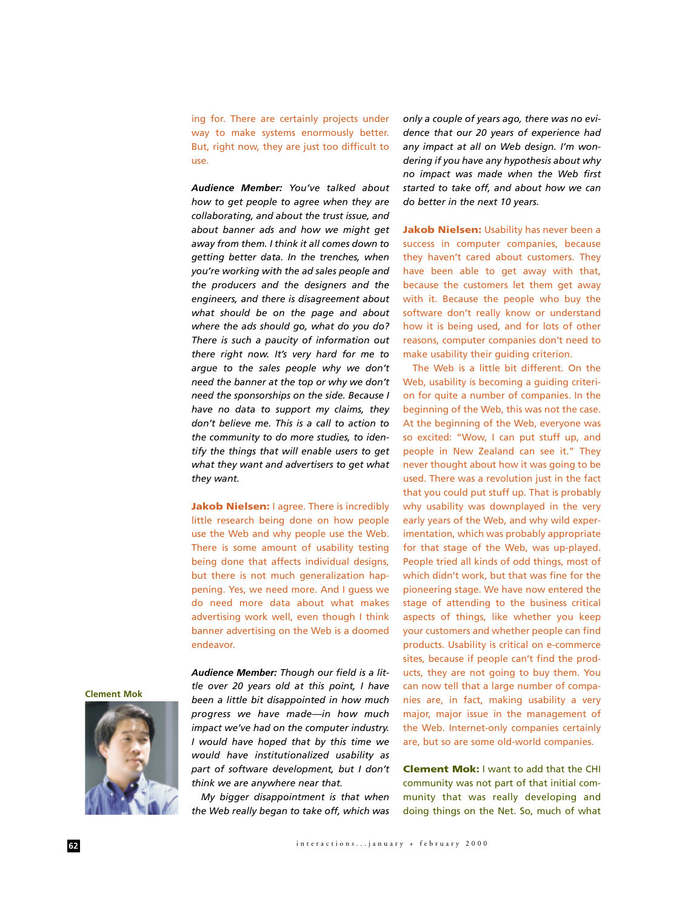ing for. There are certainly projects under way to make systems enormously better. But, right now, they are just too difficult to use.

***Audience Member:*** *You've talked about how to get people to agree when they are collaborating, and about the trust issue, and about banner ads and how we might get away from them. I think it all comes down to getting better data. In the trenches, when you're working with the ad sales people and the producers and the designers and the engineers, and there is disagreement about what should be on the page and about where the ads should go, what do you do? There is such a paucity of information out there right now. It's very hard for me to argue to the sales people why we don't need the banner at the top or why we don't need the sponsorships on the side. Because I have no data to support my claims, they don't believe me. This is a call to action to the community to do more studies, to identify the things that will enable users to get what they want and advertisers to get what they want.*

**Jakob Nielsen:** I agree. There is incredibly little research being done on how people use the Web and why people use the Web. There is some amount of usability testing being done that affects individual designs, but there is not much generalization happening. Yes, we need more. And I guess we do need more data about what makes advertising work well, even though I think banner advertising on the Web is a doomed endeavor.

Clement Mok

***Audience Member:*** *Though our field is a little over 20 years old at this point, I have been a little bit disappointed in how much progress we have made—in how much impact we've had on the computer industry. I would have hoped that by this time we would have institutionalized usability as part of software development, but I don't think we are anywhere near that.*

*My bigger disappointment is that when the Web really began to take off, which was only a couple of years ago, there was no evidence that our 20 years of experience had any impact at all on Web design. I'm wondering if you have any hypothesis about why no impact was made when the Web first started to take off, and about how we can do better in the next 10 years.*

**Jakob Nielsen:** Usability has never been a success in computer companies, because they haven't cared about customers. They have been able to get away with that, because the customers let them get away with it. Because the people who buy the software don't really know or understand how it is being used, and for lots of other reasons, computer companies don't need to make usability their guiding criterion.

The Web is a little bit different. On the Web, usability is becoming a guiding criterion for quite a number of companies. In the beginning of the Web, this was not the case. At the beginning of the Web, everyone was so excited: "Wow, I can put stuff up, and people in New Zealand can see it." They never thought about how it was going to be used. There was a revolution just in the fact that you could put stuff up. That is probably why usability was downplayed in the very early years of the Web, and why wild experimentation, which was probably appropriate for that stage of the Web, was up-played. People tried all kinds of odd things, most of which didn't work, but that was fine for the pioneering stage. We have now entered the stage of attending to the business critical aspects of things, like whether you keep your customers and whether people can find products. Usability is critical on e-commerce sites, because if people can't find the products, they are not going to buy them. You can now tell that a large number of companies are, in fact, making usability a very major, major issue in the management of the Web. Internet-only companies certainly are, but so are some old-world companies.

**Clement Mok:** I want to add that the CHI community was not part of that initial community that was really developing and doing things on the Net. So, much of what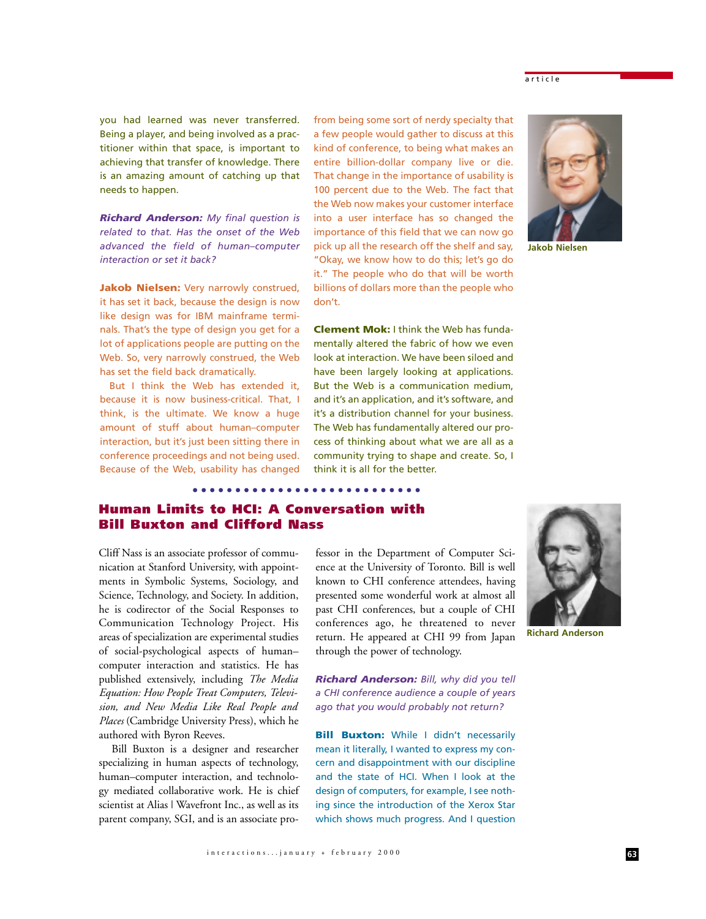you had learned was never transferred. Being a player, and being involved as a practitioner within that space, is important to achieving that transfer of knowledge. There is an amazing amount of catching up that needs to happen.

***Richard Anderson:*** *My final question is related to that. Has the onset of the Web advanced the field of human–computer interaction or set it back?*

**Jakob Nielsen:** Very narrowly construed, it has set it back, because the design is now like design was for IBM mainframe terminals. That's the type of design you get for a lot of applications people are putting on the Web. So, very narrowly construed, the Web has set the field back dramatically.

But I think the Web has extended it, because it is now business-critical. That, I think, is the ultimate. We know a huge amount of stuff about human–computer interaction, but it's just been sitting there in conference proceedings and not being used. Because of the Web, usability has changed from being some sort of nerdy specialty that a few people would gather to discuss at this kind of conference, to being what makes an entire billion-dollar company live or die. That change in the importance of usability is 100 percent due to the Web. The fact that the Web now makes your customer interface into a user interface has so changed the importance of this field that we can now go pick up all the research off the shelf and say, "Okay, we know how to do this; let's go do it." The people who do that will be worth billions of dollars more than the people who don't.

Jakob Nielsen

**Clement Mok:** I think the Web has fundamentally altered the fabric of how we even look at interaction. We have been siloed and have been largely looking at applications. But the Web is a communication medium, and it's an application, and it's software, and it's a distribution channel for your business. The Web has fundamentally altered our process of thinking about what we are all as a community trying to shape and create. So, I think it is all for the better.

## Human Limits to HCI: A Conversation with Bill Buxton and Clifford Nass

Cliff Nass is an associate professor of communication at Stanford University, with appointments in Symbolic Systems, Sociology, and Science, Technology, and Society. In addition, he is codirector of the Social Responses to Communication Technology Project. His areas of specialization are experimental studies of social-psychological aspects of human–computer interaction and statistics. He has published extensively, including *The Media Equation: How People Treat Computers, Television, and New Media Like Real People and Places* (Cambridge University Press), which he authored with Byron Reeves.

Bill Buxton is a designer and researcher specializing in human aspects of technology, human–computer interaction, and technology mediated collaborative work. He is chief scientist at Alias | Wavefront Inc., as well as its parent company, SGI, and is an associate professor in the Department of Computer Science at the University of Toronto. Bill is well known to CHI conference attendees, having presented some wonderful work at almost all past CHI conferences, but a couple of CHI conferences ago, he threatened to never return. He appeared at CHI 99 from Japan through the power of technology.

Richard Anderson

***Richard Anderson:*** *Bill, why did you tell a CHI conference audience a couple of years ago that you would probably not return?*

**Bill Buxton:** While I didn't necessarily mean it literally, I wanted to express my concern and disappointment with our discipline and the state of HCI. When I look at the design of computers, for example, I see nothing since the introduction of the Xerox Star which shows much progress. And I question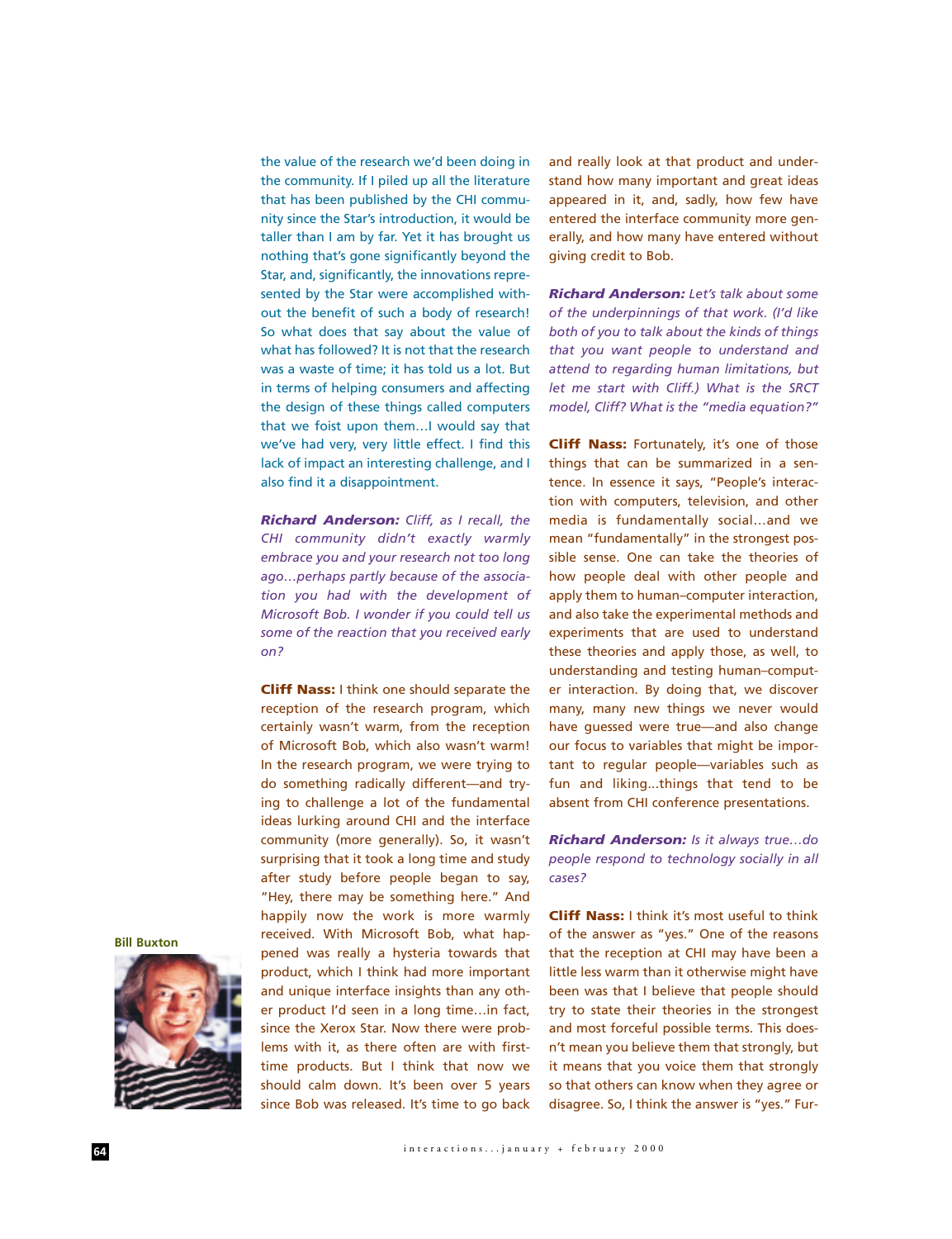the value of the research we'd been doing in the community. If I piled up all the literature that has been published by the CHI community since the Star's introduction, it would be taller than I am by far. Yet it has brought us nothing that's gone significantly beyond the Star, and, significantly, the innovations represented by the Star were accomplished without the benefit of such a body of research! So what does that say about the value of what has followed? It is not that the research was a waste of time; it has told us a lot. But in terms of helping consumers and affecting the design of these things called computers that we foist upon them…I would say that we've had very, very little effect. I find this lack of impact an interesting challenge, and I also find it a disappointment.

***Richard Anderson:*** *Cliff, as I recall, the CHI community didn't exactly warmly embrace you and your research not too long ago…perhaps partly because of the association you had with the development of Microsoft Bob. I wonder if you could tell us some of the reaction that you received early on?*

**Cliff Nass:** I think one should separate the reception of the research program, which certainly wasn't warm, from the reception of Microsoft Bob, which also wasn't warm! In the research program, we were trying to do something radically different—and trying to challenge a lot of the fundamental ideas lurking around CHI and the interface community (more generally). So, it wasn't surprising that it took a long time and study after study before people began to say, "Hey, there may be something here." And happily now the work is more warmly received. With Microsoft Bob, what happened was really a hysteria towards that product, which I think had more important and unique interface insights than any other product I'd seen in a long time…in fact, since the Xerox Star. Now there were problems with it, as there often are with first-time products. But I think that now we should calm down. It's been over 5 years since Bob was released. It's time to go back and really look at that product and understand how many important and great ideas appeared in it, and, sadly, how few have entered the interface community more generally, and how many have entered without giving credit to Bob.

**Bill Buxton**

***Richard Anderson:*** *Let's talk about some of the underpinnings of that work. (I'd like both of you to talk about the kinds of things that you want people to understand and attend to regarding human limitations, but let me start with Cliff.) What is the SRCT model, Cliff? What is the "media equation?"*

**Cliff Nass:** Fortunately, it's one of those things that can be summarized in a sentence. In essence it says, "People's interaction with computers, television, and other media is fundamentally social…and we mean "fundamentally" in the strongest possible sense. One can take the theories of how people deal with other people and apply them to human–computer interaction, and also take the experimental methods and experiments that are used to understand these theories and apply those, as well, to understanding and testing human–computer interaction. By doing that, we discover many, many new things we never would have guessed were true—and also change our focus to variables that might be important to regular people—variables such as fun and liking…things that tend to be absent from CHI conference presentations.

***Richard Anderson:*** *Is it always true…do people respond to technology socially in all cases?*

**Cliff Nass:** I think it's most useful to think of the answer as "yes." One of the reasons that the reception at CHI may have been a little less warm than it otherwise might have been was that I believe that people should try to state their theories in the strongest and most forceful possible terms. This doesn't mean you believe them that strongly, but it means that you voice them that strongly so that others can know when they agree or disagree. So, I think the answer is "yes." Fur-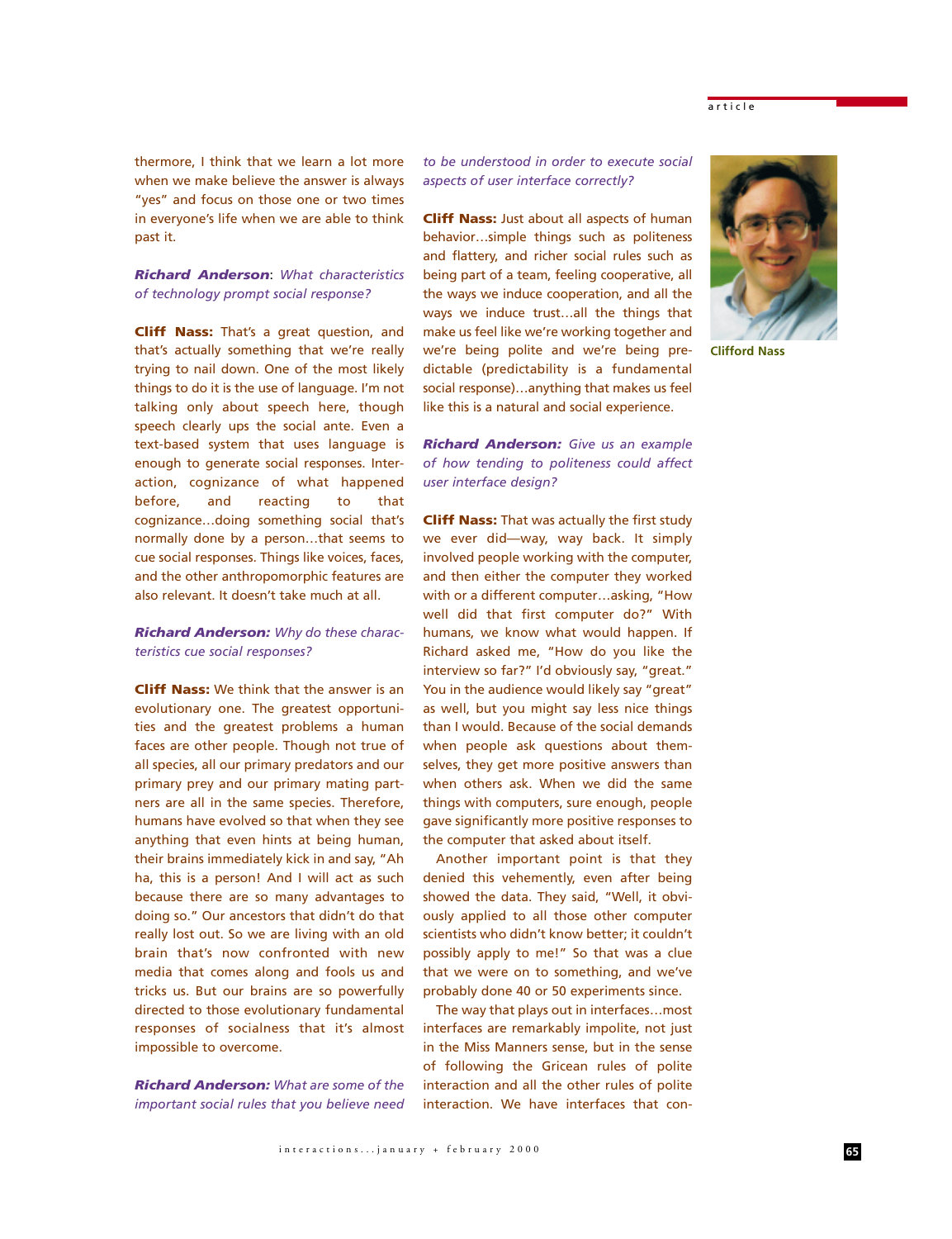thermore, I think that we learn a lot more when we make believe the answer is always "yes" and focus on those one or two times in everyone's life when we are able to think past it.

***Richard Anderson**: What characteristics of technology prompt social response?*

**Cliff Nass:** That's a great question, and that's actually something that we're really trying to nail down. One of the most likely things to do it is the use of language. I'm not talking only about speech here, though speech clearly ups the social ante. Even a text-based system that uses language is enough to generate social responses. Interaction, cognizance of what happened before, and reacting to that cognizance…doing something social that's normally done by a person…that seems to cue social responses. Things like voices, faces, and the other anthropomorphic features are also relevant. It doesn't take much at all.

***Richard Anderson:** Why do these characteristics cue social responses?*

**Cliff Nass:** We think that the answer is an evolutionary one. The greatest opportunities and the greatest problems a human faces are other people. Though not true of all species, all our primary predators and our primary prey and our primary mating partners are all in the same species. Therefore, humans have evolved so that when they see anything that even hints at being human, their brains immediately kick in and say, "Ah ha, this is a person! And I will act as such because there are so many advantages to doing so." Our ancestors that didn't do that really lost out. So we are living with an old brain that's now confronted with new media that comes along and fools us and tricks us. But our brains are so powerfully directed to those evolutionary fundamental responses of socialness that it's almost impossible to overcome.

***Richard Anderson:** What are some of the important social rules that you believe need to be understood in order to execute social aspects of user interface correctly?*

**Cliff Nass:** Just about all aspects of human behavior…simple things such as politeness and flattery, and richer social rules such as being part of a team, feeling cooperative, all the ways we induce cooperation, and all the ways we induce trust…all the things that make us feel like we're working together and we're being polite and we're being predictable (predictability is a fundamental social response)…anything that makes us feel like this is a natural and social experience.

***Richard Anderson:** Give us an example of how tending to politeness could affect user interface design?*

**Cliff Nass:** That was actually the first study we ever did—way, way back. It simply involved people working with the computer, and then either the computer they worked with or a different computer…asking, "How well did that first computer do?" With humans, we know what would happen. If Richard asked me, "How do you like the interview so far?" I'd obviously say, "great." You in the audience would likely say "great" as well, but you might say less nice things than I would. Because of the social demands when people ask questions about themselves, they get more positive answers than when others ask. When we did the same things with computers, sure enough, people gave significantly more positive responses to the computer that asked about itself.

Another important point is that they denied this vehemently, even after being showed the data. They said, "Well, it obviously applied to all those other computer scientists who didn't know better; it couldn't possibly apply to me!" So that was a clue that we were on to something, and we've probably done 40 or 50 experiments since.

The way that plays out in interfaces…most interfaces are remarkably impolite, not just in the Miss Manners sense, but in the sense of following the Gricean rules of polite interaction and all the other rules of polite interaction. We have interfaces that con-

Clifford Nass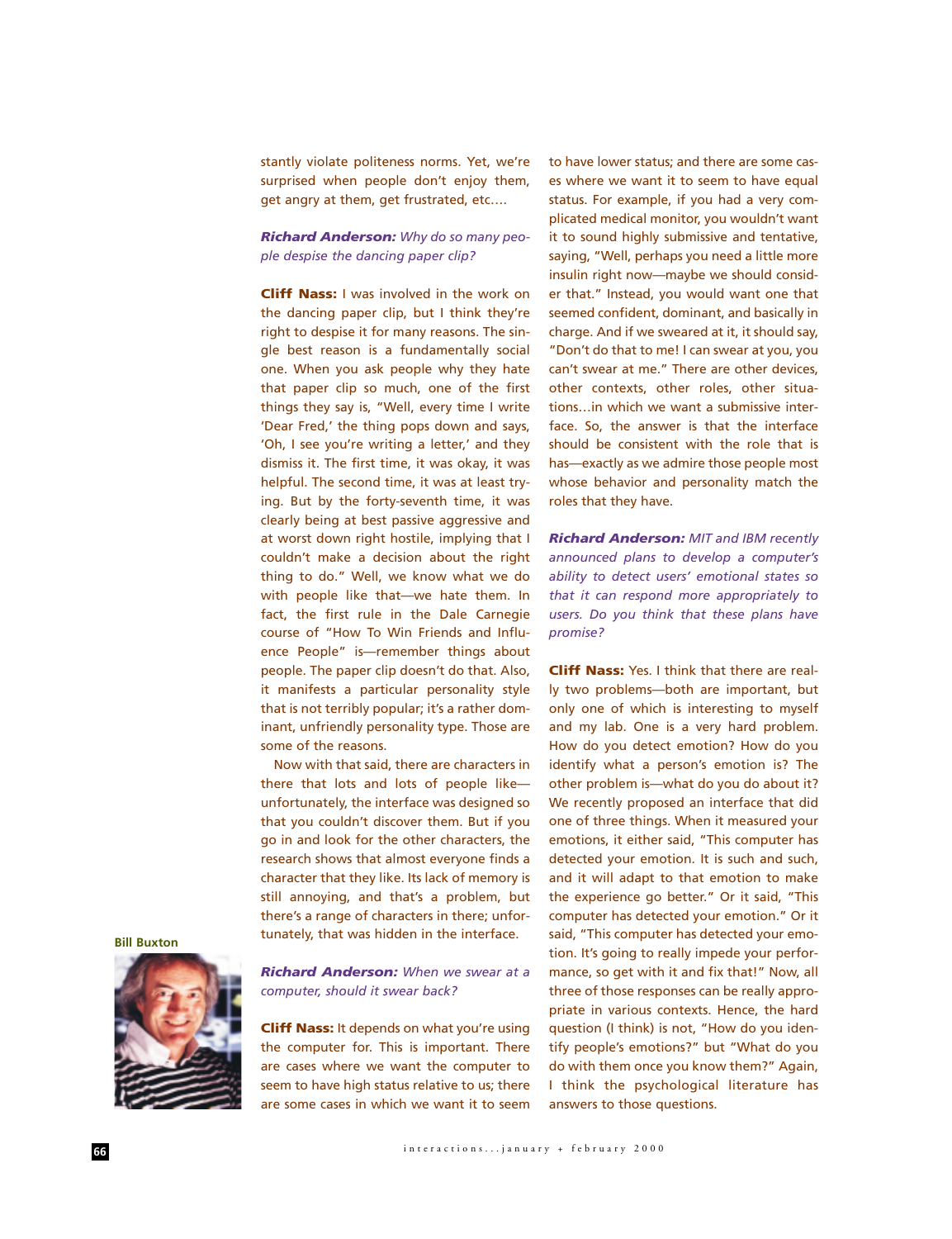stantly violate politeness norms. Yet, we're surprised when people don't enjoy them, get angry at them, get frustrated, etc….

***Richard Anderson:*** *Why do so many people despise the dancing paper clip?*

**Cliff Nass:** I was involved in the work on the dancing paper clip, but I think they're right to despise it for many reasons. The single best reason is a fundamentally social one. When you ask people why they hate that paper clip so much, one of the first things they say is, "Well, every time I write 'Dear Fred,' the thing pops down and says, 'Oh, I see you're writing a letter,' and they dismiss it. The first time, it was okay, it was helpful. The second time, it was at least trying. But by the forty-seventh time, it was clearly being at best passive aggressive and at worst down right hostile, implying that I couldn't make a decision about the right thing to do." Well, we know what we do with people like that—we hate them. In fact, the first rule in the Dale Carnegie course of "How To Win Friends and Influence People" is—remember things about people. The paper clip doesn't do that. Also, it manifests a particular personality style that is not terribly popular; it's a rather dominant, unfriendly personality type. Those are some of the reasons.

Now with that said, there are characters in there that lots and lots of people like—unfortunately, the interface was designed so that you couldn't discover them. But if you go in and look for the other characters, the research shows that almost everyone finds a character that they like. Its lack of memory is still annoying, and that's a problem, but there's a range of characters in there; unfortunately, that was hidden in the interface.

Bill Buxton

***Richard Anderson:*** *When we swear at a computer, should it swear back?*

**Cliff Nass:** It depends on what you're using the computer for. This is important. There are cases where we want the computer to seem to have high status relative to us; there are some cases in which we want it to seem to have lower status; and there are some cases where we want it to seem to have equal status. For example, if you had a very complicated medical monitor, you wouldn't want it to sound highly submissive and tentative, saying, "Well, perhaps you need a little more insulin right now—maybe we should consider that." Instead, you would want one that seemed confident, dominant, and basically in charge. And if we sweared at it, it should say, "Don't do that to me! I can swear at you, you can't swear at me." There are other devices, other contexts, other roles, other situations…in which we want a submissive interface. So, the answer is that the interface should be consistent with the role that is has—exactly as we admire those people most whose behavior and personality match the roles that they have.

***Richard Anderson:*** *MIT and IBM recently announced plans to develop a computer's ability to detect users' emotional states so that it can respond more appropriately to users. Do you think that these plans have promise?*

**Cliff Nass:** Yes. I think that there are really two problems—both are important, but only one of which is interesting to myself and my lab. One is a very hard problem. How do you detect emotion? How do you identify what a person's emotion is? The other problem is—what do you do about it? We recently proposed an interface that did one of three things. When it measured your emotions, it either said, "This computer has detected your emotion. It is such and such, and it will adapt to that emotion to make the experience go better." Or it said, "This computer has detected your emotion." Or it said, "This computer has detected your emotion. It's going to really impede your performance, so get with it and fix that!" Now, all three of those responses can be really appropriate in various contexts. Hence, the hard question (I think) is not, "How do you identify people's emotions?" but "What do you do with them once you know them?" Again, I think the psychological literature has answers to those questions.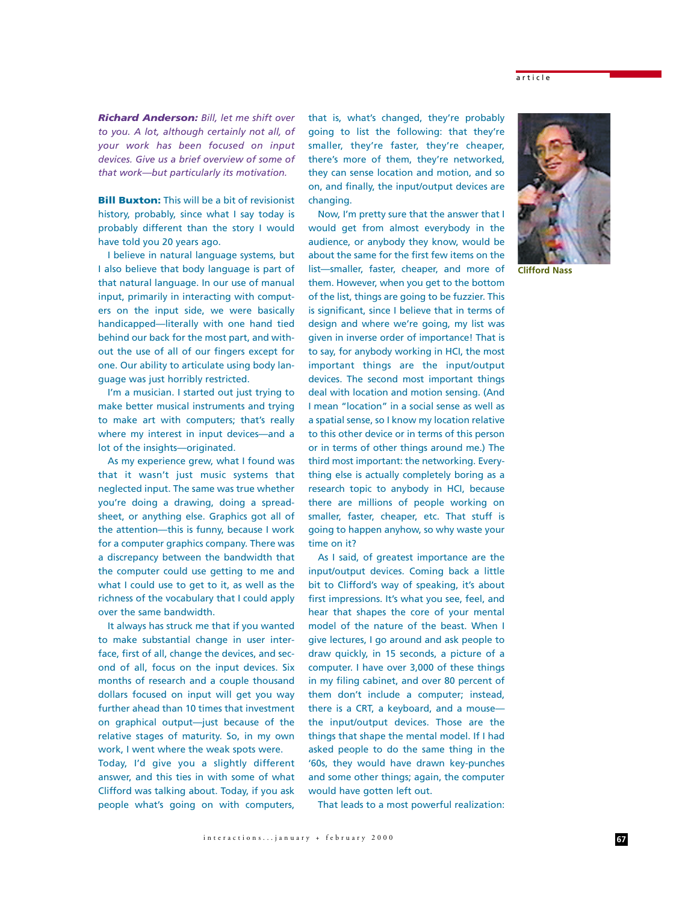***Richard Anderson:*** *Bill, let me shift over to you. A lot, although certainly not all, of your work has been focused on input devices. Give us a brief overview of some of that work—but particularly its motivation.*

**Bill Buxton:** This will be a bit of revisionist history, probably, since what I say today is probably different than the story I would have told you 20 years ago.

I believe in natural language systems, but I also believe that body language is part of that natural language. In our use of manual input, primarily in interacting with computers on the input side, we were basically handicapped—literally with one hand tied behind our back for the most part, and without the use of all of our fingers except for one. Our ability to articulate using body language was just horribly restricted.

I'm a musician. I started out just trying to make better musical instruments and trying to make art with computers; that's really where my interest in input devices—and a lot of the insights—originated.

As my experience grew, what I found was that it wasn't just music systems that neglected input. The same was true whether you're doing a drawing, doing a spreadsheet, or anything else. Graphics got all of the attention—this is funny, because I work for a computer graphics company. There was a discrepancy between the bandwidth that the computer could use getting to me and what I could use to get to it, as well as the richness of the vocabulary that I could apply over the same bandwidth.

It always has struck me that if you wanted to make substantial change in user interface, first of all, change the devices, and second of all, focus on the input devices. Six months of research and a couple thousand dollars focused on input will get you way further ahead than 10 times that investment on graphical output—just because of the relative stages of maturity. So, in my own work, I went where the weak spots were.

Today, I'd give you a slightly different answer, and this ties in with some of what Clifford was talking about. Today, if you ask people what's going on with computers, that is, what's changed, they're probably going to list the following: that they're smaller, they're faster, they're cheaper, there's more of them, they're networked, they can sense location and motion, and so on, and finally, the input/output devices are changing.

Now, I'm pretty sure that the answer that I would get from almost everybody in the audience, or anybody they know, would be about the same for the first few items on the list—smaller, faster, cheaper, and more of them. However, when you get to the bottom of the list, things are going to be fuzzier. This is significant, since I believe that in terms of design and where we're going, my list was given in inverse order of importance! That is to say, for anybody working in HCI, the most important things are the input/output devices. The second most important things deal with location and motion sensing. (And I mean "location" in a social sense as well as a spatial sense, so I know my location relative to this other device or in terms of this person or in terms of other things around me.) The third most important: the networking. Everything else is actually completely boring as a research topic to anybody in HCI, because there are millions of people working on smaller, faster, cheaper, etc. That stuff is going to happen anyhow, so why waste your time on it?

As I said, of greatest importance are the input/output devices. Coming back a little bit to Clifford's way of speaking, it's about first impressions. It's what you see, feel, and hear that shapes the core of your mental model of the nature of the beast. When I give lectures, I go around and ask people to draw quickly, in 15 seconds, a picture of a computer. I have over 3,000 of these things in my filing cabinet, and over 80 percent of them don't include a computer; instead, there is a CRT, a keyboard, and a mouse—the input/output devices. Those are the things that shape the mental model. If I had asked people to do the same thing in the '60s, they would have drawn key-punches and some other things; again, the computer would have gotten left out.

That leads to a most powerful realization:

Clifford Nass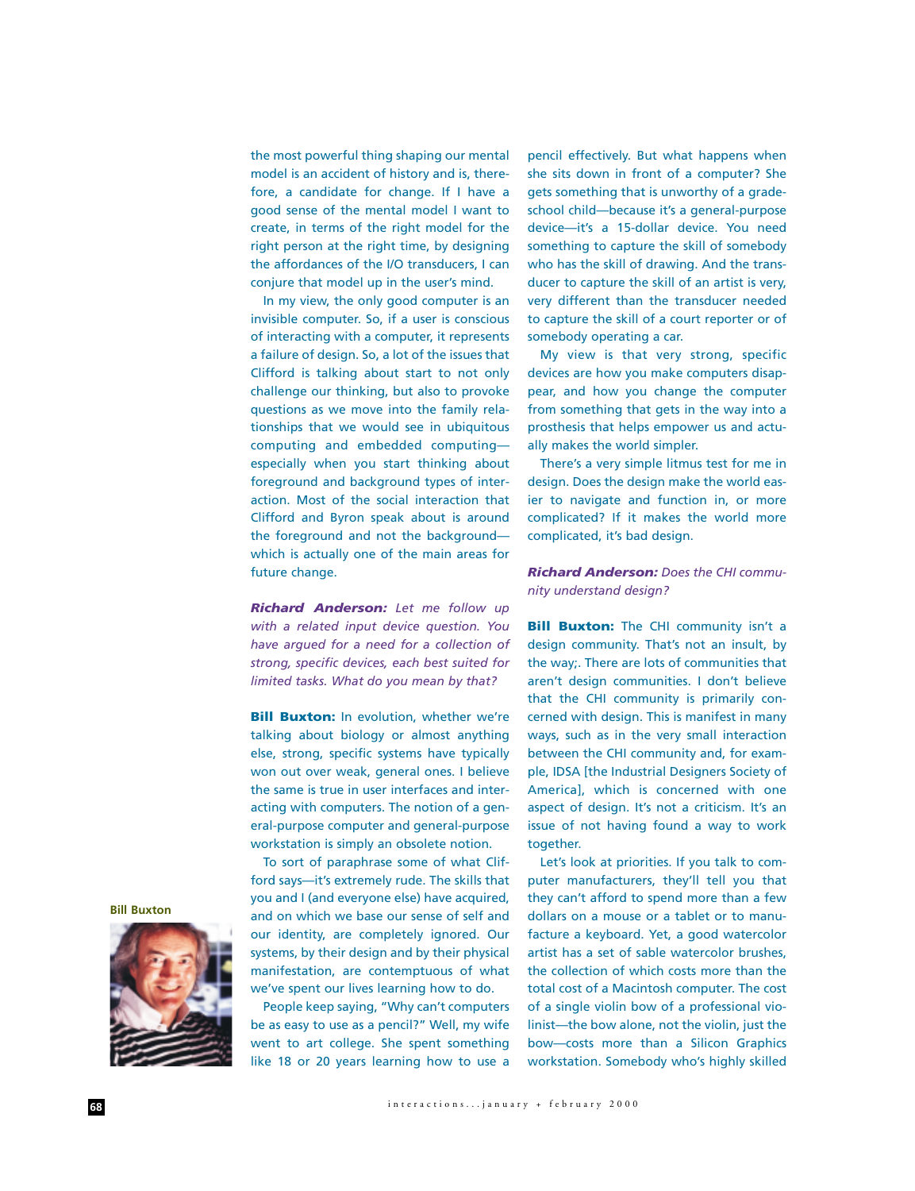the most powerful thing shaping our mental model is an accident of history and is, therefore, a candidate for change. If I have a good sense of the mental model I want to create, in terms of the right model for the right person at the right time, by designing the affordances of the I/O transducers, I can conjure that model up in the user's mind.

In my view, the only good computer is an invisible computer. So, if a user is conscious of interacting with a computer, it represents a failure of design. So, a lot of the issues that Clifford is talking about start to not only challenge our thinking, but also to provoke questions as we move into the family relationships that we would see in ubiquitous computing and embedded computing—especially when you start thinking about foreground and background types of interaction. Most of the social interaction that Clifford and Byron speak about is around the foreground and not the background—which is actually one of the main areas for future change.

***Richard Anderson:*** *Let me follow up with a related input device question. You have argued for a need for a collection of strong, specific devices, each best suited for limited tasks. What do you mean by that?*

**Bill Buxton:** In evolution, whether we're talking about biology or almost anything else, strong, specific systems have typically won out over weak, general ones. I believe the same is true in user interfaces and interacting with computers. The notion of a general-purpose computer and general-purpose workstation is simply an obsolete notion.

To sort of paraphrase some of what Clifford says—it's extremely rude. The skills that you and I (and everyone else) have acquired, and on which we base our sense of self and our identity, are completely ignored. Our systems, by their design and by their physical manifestation, are contemptuous of what we've spent our lives learning how to do.

People keep saying, "Why can't computers be as easy to use as a pencil?" Well, my wife went to art college. She spent something like 18 or 20 years learning how to use a pencil effectively. But what happens when she sits down in front of a computer? She gets something that is unworthy of a grade-school child—because it's a general-purpose device—it's a 15-dollar device. You need something to capture the skill of somebody who has the skill of drawing. And the transducer to capture the skill of an artist is very, very different than the transducer needed to capture the skill of a court reporter or of somebody operating a car.

My view is that very strong, specific devices are how you make computers disappear, and how you change the computer from something that gets in the way into a prosthesis that helps empower us and actually makes the world simpler.

There's a very simple litmus test for me in design. Does the design make the world easier to navigate and function in, or more complicated? If it makes the world more complicated, it's bad design.

***Richard Anderson:*** *Does the CHI community understand design?*

**Bill Buxton:** The CHI community isn't a design community. That's not an insult, by the way;. There are lots of communities that aren't design communities. I don't believe that the CHI community is primarily concerned with design. This is manifest in many ways, such as in the very small interaction between the CHI community and, for example, IDSA [the Industrial Designers Society of America], which is concerned with one aspect of design. It's not a criticism. It's an issue of not having found a way to work together.

Let's look at priorities. If you talk to computer manufacturers, they'll tell you that they can't afford to spend more than a few dollars on a mouse or a tablet or to manufacture a keyboard. Yet, a good watercolor artist has a set of sable watercolor brushes, the collection of which costs more than the total cost of a Macintosh computer. The cost of a single violin bow of a professional violinist—the bow alone, not the violin, just the bow—costs more than a Silicon Graphics workstation. Somebody who's highly skilled

Bill Buxton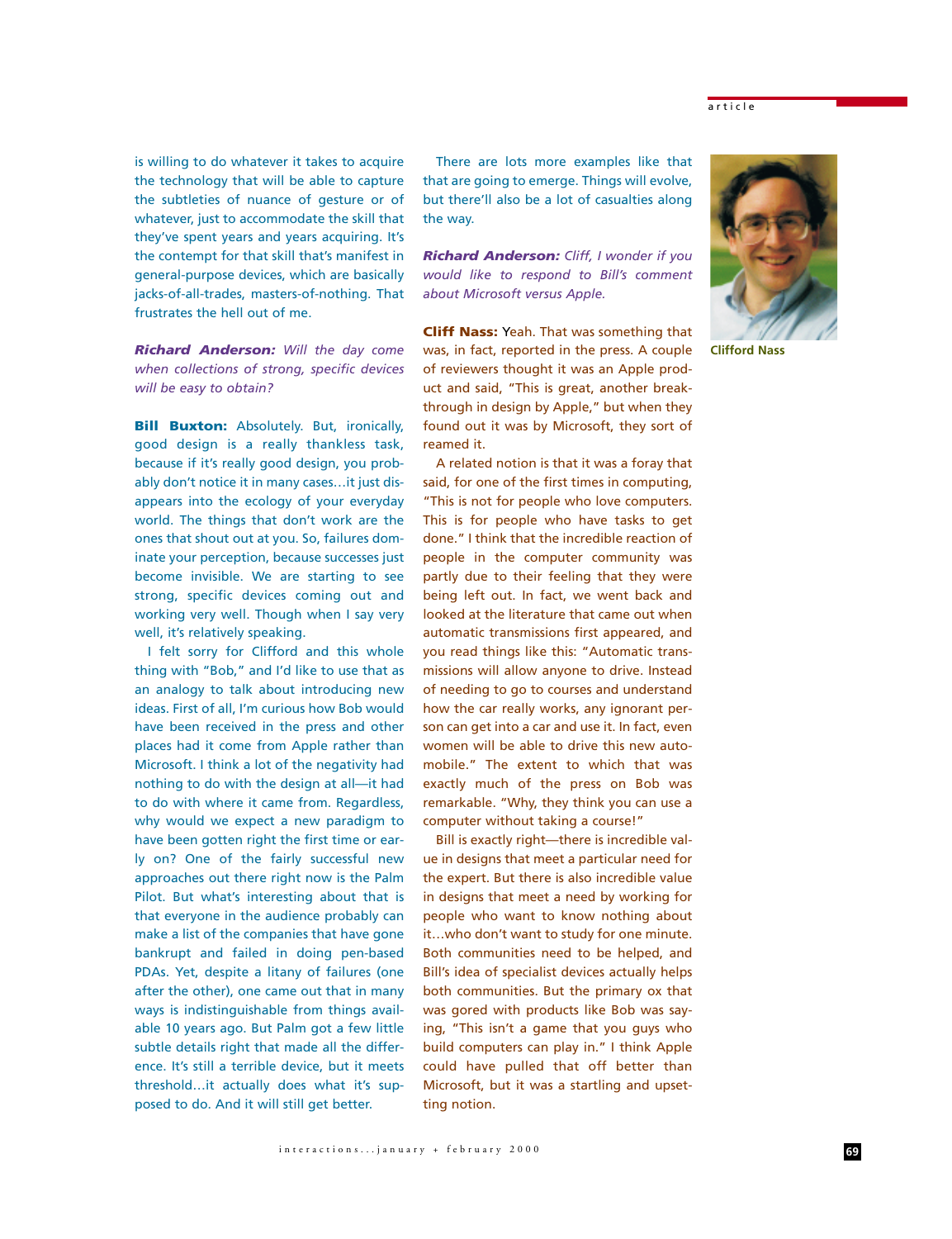is willing to do whatever it takes to acquire the technology that will be able to capture the subtleties of nuance of gesture or of whatever, just to accommodate the skill that they've spent years and years acquiring. It's the contempt for that skill that's manifest in general-purpose devices, which are basically jacks-of-all-trades, masters-of-nothing. That frustrates the hell out of me.

***Richard Anderson:*** *Will the day come when collections of strong, specific devices will be easy to obtain?*

**Bill Buxton:** Absolutely. But, ironically, good design is a really thankless task, because if it's really good design, you probably don't notice it in many cases…it just disappears into the ecology of your everyday world. The things that don't work are the ones that shout out at you. So, failures dominate your perception, because successes just become invisible. We are starting to see strong, specific devices coming out and working very well. Though when I say very well, it's relatively speaking.

I felt sorry for Clifford and this whole thing with "Bob," and I'd like to use that as an analogy to talk about introducing new ideas. First of all, I'm curious how Bob would have been received in the press and other places had it come from Apple rather than Microsoft. I think a lot of the negativity had nothing to do with the design at all—it had to do with where it came from. Regardless, why would we expect a new paradigm to have been gotten right the first time or early on? One of the fairly successful new approaches out there right now is the Palm Pilot. But what's interesting about that is that everyone in the audience probably can make a list of the companies that have gone bankrupt and failed in doing pen-based PDAs. Yet, despite a litany of failures (one after the other), one came out that in many ways is indistinguishable from things available 10 years ago. But Palm got a few little subtle details right that made all the difference. It's still a terrible device, but it meets threshold…it actually does what it's supposed to do. And it will still get better.

There are lots more examples like that that are going to emerge. Things will evolve, but there'll also be a lot of casualties along the way.

***Richard Anderson:*** *Cliff, I wonder if you would like to respond to Bill's comment about Microsoft versus Apple.*

**Cliff Nass:** Yeah. That was something that was, in fact, reported in the press. A couple of reviewers thought it was an Apple product and said, "This is great, another breakthrough in design by Apple," but when they found out it was by Microsoft, they sort of reamed it.

A related notion is that it was a foray that said, for one of the first times in computing, "This is not for people who love computers. This is for people who have tasks to get done." I think that the incredible reaction of people in the computer community was partly due to their feeling that they were being left out. In fact, we went back and looked at the literature that came out when automatic transmissions first appeared, and you read things like this: "Automatic transmissions will allow anyone to drive. Instead of needing to go to courses and understand how the car really works, any ignorant person can get into a car and use it. In fact, even women will be able to drive this new automobile." The extent to which that was exactly much of the press on Bob was remarkable. "Why, they think you can use a computer without taking a course!"

Bill is exactly right—there is incredible value in designs that meet a particular need for the expert. But there is also incredible value in designs that meet a need by working for people who want to know nothing about it…who don't want to study for one minute. Both communities need to be helped, and Bill's idea of specialist devices actually helps both communities. But the primary ox that was gored with products like Bob was saying, "This isn't a game that you guys who build computers can play in." I think Apple could have pulled that off better than Microsoft, but it was a startling and upsetting notion.

Clifford Nass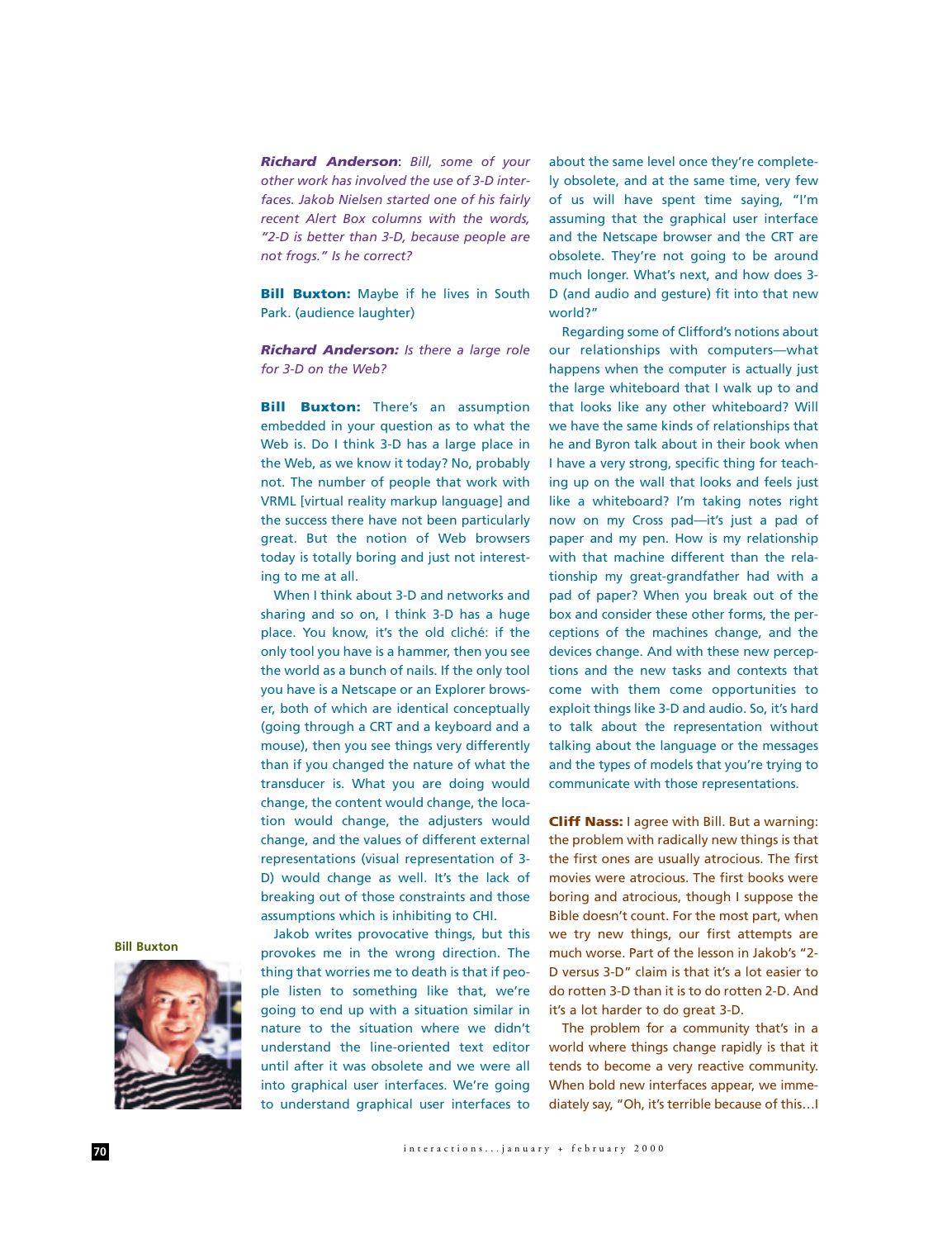***Richard Anderson***: *Bill, some of your other work has involved the use of 3-D interfaces. Jakob Nielsen started one of his fairly recent Alert Box columns with the words, "2-D is better than 3-D, because people are not frogs." Is he correct?*

**Bill Buxton:** Maybe if he lives in South Park. (audience laughter)

***Richard Anderson:*** *Is there a large role for 3-D on the Web?*

**Bill Buxton:** There's an assumption embedded in your question as to what the Web is. Do I think 3-D has a large place in the Web, as we know it today? No, probably not. The number of people that work with VRML [virtual reality markup language] and the success there have not been particularly great. But the notion of Web browsers today is totally boring and just not interesting to me at all.

When I think about 3-D and networks and sharing and so on, I think 3-D has a huge place. You know, it's the old cliché: if the only tool you have is a hammer, then you see the world as a bunch of nails. If the only tool you have is a Netscape or an Explorer browser, both of which are identical conceptually (going through a CRT and a keyboard and a mouse), then you see things very differently than if you changed the nature of what the transducer is. What you are doing would change, the content would change, the location would change, the adjusters would change, and the values of different external representations (visual representation of 3-D) would change as well. It's the lack of breaking out of those constraints and those assumptions which is inhibiting to CHI.

Jakob writes provocative things, but this provokes me in the wrong direction. The thing that worries me to death is that if people listen to something like that, we're going to end up with a situation similar in nature to the situation where we didn't understand the line-oriented text editor until after it was obsolete and we were all into graphical user interfaces. We're going to understand graphical user interfaces to about the same level once they're completely obsolete, and at the same time, very few of us will have spent time saying, "I'm assuming that the graphical user interface and the Netscape browser and the CRT are obsolete. They're not going to be around much longer. What's next, and how does 3-D (and audio and gesture) fit into that new world?"

Regarding some of Clifford's notions about our relationships with computers—what happens when the computer is actually just the large whiteboard that I walk up to and that looks like any other whiteboard? Will we have the same kinds of relationships that he and Byron talk about in their book when I have a very strong, specific thing for teaching up on the wall that looks and feels just like a whiteboard? I'm taking notes right now on my Cross pad—it's just a pad of paper and my pen. How is my relationship with that machine different than the relationship my great-grandfather had with a pad of paper? When you break out of the box and consider these other forms, the perceptions of the machines change, and the devices change. And with these new perceptions and the new tasks and contexts that come with them come opportunities to exploit things like 3-D and audio. So, it's hard to talk about the representation without talking about the language or the messages and the types of models that you're trying to communicate with those representations.

**Cliff Nass:** I agree with Bill. But a warning: the problem with radically new things is that the first ones are usually atrocious. The first movies were atrocious. The first books were boring and atrocious, though I suppose the Bible doesn't count. For the most part, when we try new things, our first attempts are much worse. Part of the lesson in Jakob's "2-D versus 3-D" claim is that it's a lot easier to do rotten 3-D than it is to do rotten 2-D. And it's a lot harder to do great 3-D.

The problem for a community that's in a world where things change rapidly is that it tends to become a very reactive community. When bold new interfaces appear, we immediately say, "Oh, it's terrible because of this…I

Bill Buxton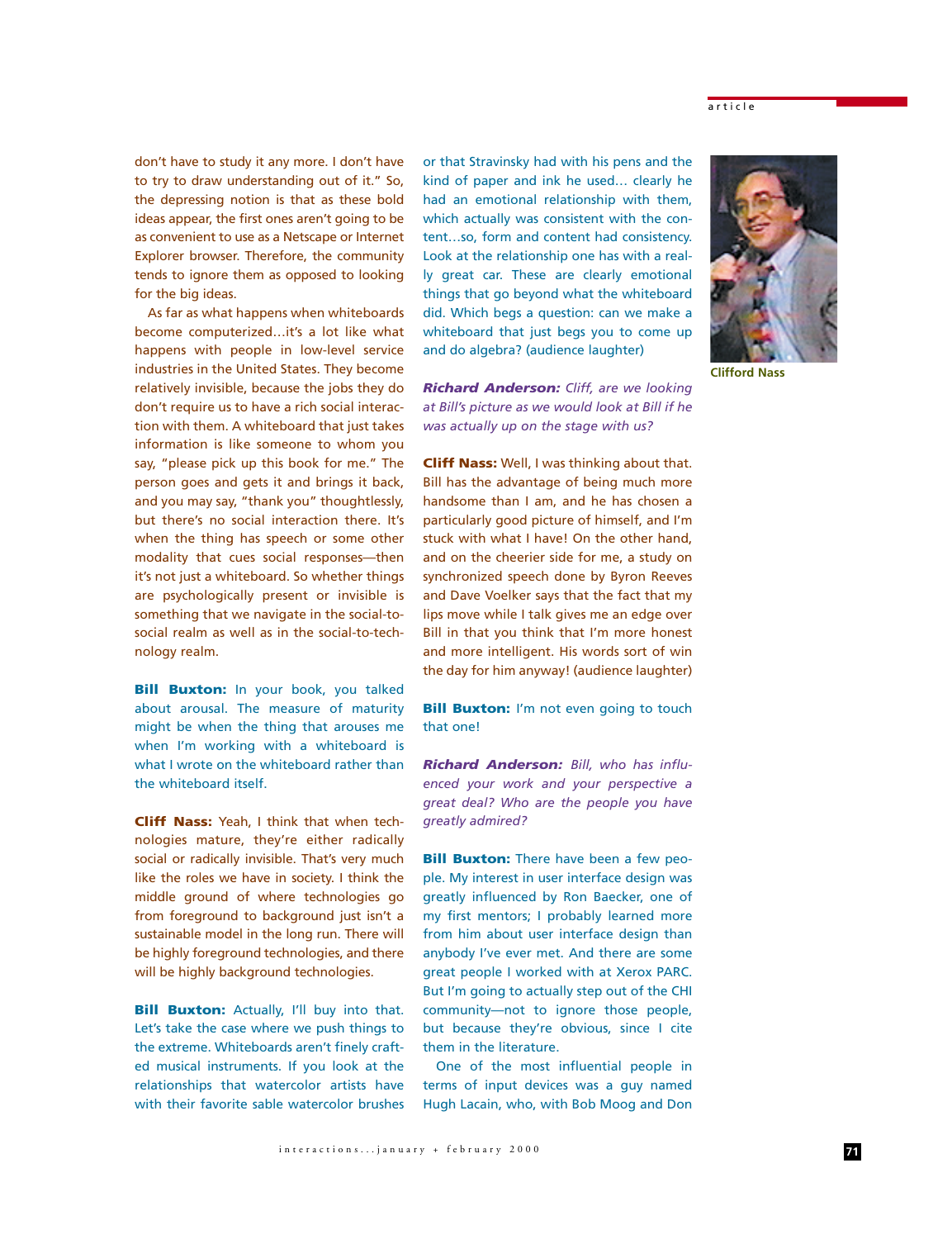don't have to study it any more. I don't have to try to draw understanding out of it." So, the depressing notion is that as these bold ideas appear, the first ones aren't going to be as convenient to use as a Netscape or Internet Explorer browser. Therefore, the community tends to ignore them as opposed to looking for the big ideas.

As far as what happens when whiteboards become computerized…it's a lot like what happens with people in low-level service industries in the United States. They become relatively invisible, because the jobs they do don't require us to have a rich social interaction with them. A whiteboard that just takes information is like someone to whom you say, "please pick up this book for me." The person goes and gets it and brings it back, and you may say, "thank you" thoughtlessly, but there's no social interaction there. It's when the thing has speech or some other modality that cues social responses—then it's not just a whiteboard. So whether things are psychologically present or invisible is something that we navigate in the social-to-social realm as well as in the social-to-technology realm.

**Bill Buxton:** In your book, you talked about arousal. The measure of maturity might be when the thing that arouses me when I'm working with a whiteboard is what I wrote on the whiteboard rather than the whiteboard itself.

**Cliff Nass:** Yeah, I think that when technologies mature, they're either radically social or radically invisible. That's very much like the roles we have in society. I think the middle ground of where technologies go from foreground to background just isn't a sustainable model in the long run. There will be highly foreground technologies, and there will be highly background technologies.

**Bill Buxton:** Actually, I'll buy into that. Let's take the case where we push things to the extreme. Whiteboards aren't finely crafted musical instruments. If you look at the relationships that watercolor artists have with their favorite sable watercolor brushes or that Stravinsky had with his pens and the kind of paper and ink he used… clearly he had an emotional relationship with them, which actually was consistent with the content…so, form and content had consistency. Look at the relationship one has with a really great car. These are clearly emotional things that go beyond what the whiteboard did. Which begs a question: can we make a whiteboard that just begs you to come up and do algebra? (audience laughter)

***Richard Anderson:*** *Cliff, are we looking at Bill's picture as we would look at Bill if he was actually up on the stage with us?*

**Cliff Nass:** Well, I was thinking about that. Bill has the advantage of being much more handsome than I am, and he has chosen a particularly good picture of himself, and I'm stuck with what I have! On the other hand, and on the cheerier side for me, a study on synchronized speech done by Byron Reeves and Dave Voelker says that the fact that my lips move while I talk gives me an edge over Bill in that you think that I'm more honest and more intelligent. His words sort of win the day for him anyway! (audience laughter)

**Bill Buxton:** I'm not even going to touch that one!

***Richard Anderson:*** *Bill, who has influenced your work and your perspective a great deal? Who are the people you have greatly admired?*

**Bill Buxton:** There have been a few people. My interest in user interface design was greatly influenced by Ron Baecker, one of my first mentors; I probably learned more from him about user interface design than anybody I've ever met. And there are some great people I worked with at Xerox PARC. But I'm going to actually step out of the CHI community—not to ignore those people, but because they're obvious, since I cite them in the literature.

One of the most influential people in terms of input devices was a guy named Hugh Lacain, who, with Bob Moog and Don

Clifford Nass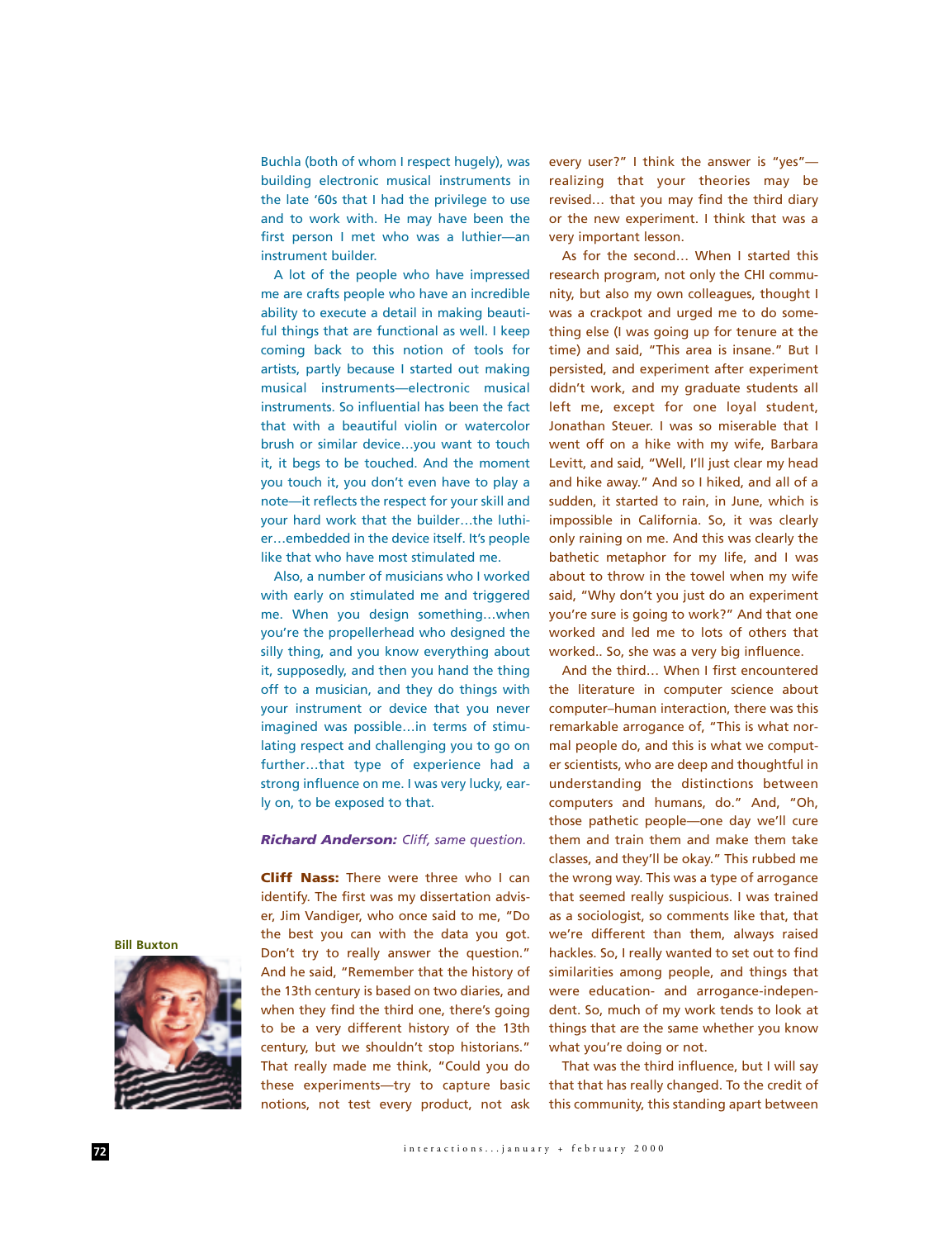Buchla (both of whom I respect hugely), was building electronic musical instruments in the late '60s that I had the privilege to use and to work with. He may have been the first person I met who was a luthier—an instrument builder.

A lot of the people who have impressed me are crafts people who have an incredible ability to execute a detail in making beautiful things that are functional as well. I keep coming back to this notion of tools for artists, partly because I started out making musical instruments—electronic musical instruments. So influential has been the fact that with a beautiful violin or watercolor brush or similar device…you want to touch it, it begs to be touched. And the moment you touch it, you don't even have to play a note—it reflects the respect for your skill and your hard work that the builder…the luthier…embedded in the device itself. It's people like that who have most stimulated me.

Also, a number of musicians who I worked with early on stimulated me and triggered me. When you design something…when you're the propellerhead who designed the silly thing, and you know everything about it, supposedly, and then you hand the thing off to a musician, and they do things with your instrument or device that you never imagined was possible…in terms of stimulating respect and challenging you to go on further…that type of experience had a strong influence on me. I was very lucky, early on, to be exposed to that.

***Richard Anderson:*** *Cliff, same question.*

**Cliff Nass:** There were three who I can identify. The first was my dissertation adviser, Jim Vandiger, who once said to me, "Do the best you can with the data you got. Don't try to really answer the question." And he said, "Remember that the history of the 13th century is based on two diaries, and when they find the third one, there's going to be a very different history of the 13th century, but we shouldn't stop historians." That really made me think, "Could you do these experiments—try to capture basic notions, not test every product, not ask every user?" I think the answer is "yes"—realizing that your theories may be revised… that you may find the third diary or the new experiment. I think that was a very important lesson.

As for the second… When I started this research program, not only the CHI community, but also my own colleagues, thought I was a crackpot and urged me to do something else (I was going up for tenure at the time) and said, "This area is insane." But I persisted, and experiment after experiment didn't work, and my graduate students all left me, except for one loyal student, Jonathan Steuer. I was so miserable that I went off on a hike with my wife, Barbara Levitt, and said, "Well, I'll just clear my head and hike away." And so I hiked, and all of a sudden, it started to rain, in June, which is impossible in California. So, it was clearly only raining on me. And this was clearly the bathetic metaphor for my life, and I was about to throw in the towel when my wife said, "Why don't you just do an experiment you're sure is going to work?" And that one worked and led me to lots of others that worked.. So, she was a very big influence.

And the third… When I first encountered the literature in computer science about computer–human interaction, there was this remarkable arrogance of, "This is what normal people do, and this is what we computer scientists, who are deep and thoughtful in understanding the distinctions between computers and humans, do." And, "Oh, those pathetic people—one day we'll cure them and train them and make them take classes, and they'll be okay." This rubbed me the wrong way. This was a type of arrogance that seemed really suspicious. I was trained as a sociologist, so comments like that, that we're different than them, always raised hackles. So, I really wanted to set out to find similarities among people, and things that were education- and arrogance-independent. So, much of my work tends to look at things that are the same whether you know what you're doing or not.

That was the third influence, but I will say that that has really changed. To the credit of this community, this standing apart between

**Bill Buxton**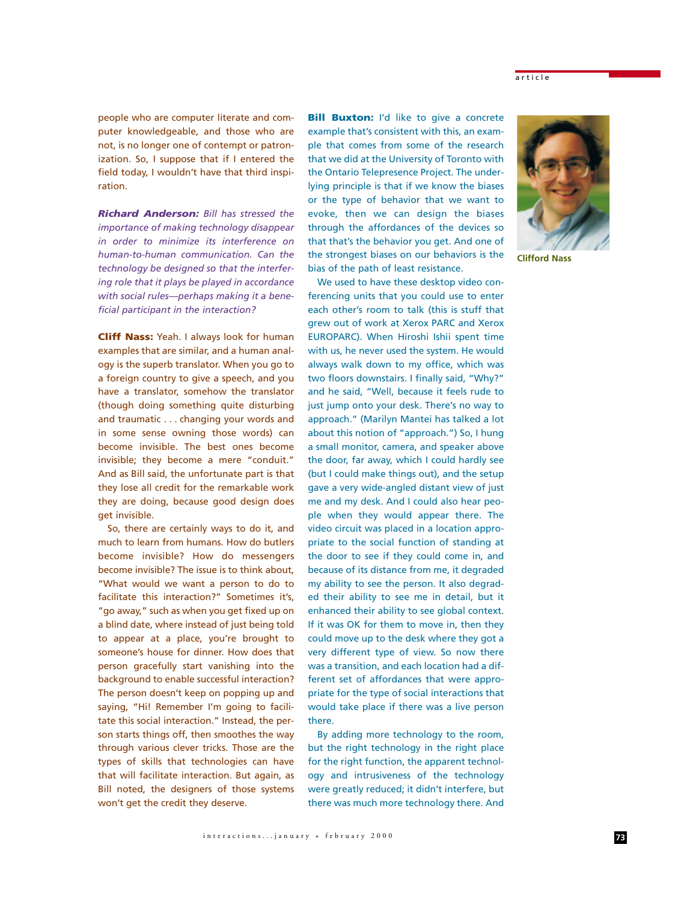people who are computer literate and computer knowledgeable, and those who are not, is no longer one of contempt or patronization. So, I suppose that if I entered the field today, I wouldn't have that third inspiration.

***Richard Anderson:*** *Bill has stressed the importance of making technology disappear in order to minimize its interference on human-to-human communication. Can the technology be designed so that the interfering role that it plays be played in accordance with social rules—perhaps making it a beneficial participant in the interaction?*

**Cliff Nass:** Yeah. I always look for human examples that are similar, and a human analogy is the superb translator. When you go to a foreign country to give a speech, and you have a translator, somehow the translator (though doing something quite disturbing and traumatic . . . changing your words and in some sense owning those words) can become invisible. The best ones become invisible; they become a mere "conduit." And as Bill said, the unfortunate part is that they lose all credit for the remarkable work they are doing, because good design does get invisible.

So, there are certainly ways to do it, and much to learn from humans. How do butlers become invisible? How do messengers become invisible? The issue is to think about, "What would we want a person to do to facilitate this interaction?" Sometimes it's, "go away," such as when you get fixed up on a blind date, where instead of just being told to appear at a place, you're brought to someone's house for dinner. How does that person gracefully start vanishing into the background to enable successful interaction? The person doesn't keep on popping up and saying, "Hi! Remember I'm going to facilitate this social interaction." Instead, the person starts things off, then smoothes the way through various clever tricks. Those are the types of skills that technologies can have that will facilitate interaction. But again, as Bill noted, the designers of those systems won't get the credit they deserve.

**Bill Buxton:** I'd like to give a concrete example that's consistent with this, an example that comes from some of the research that we did at the University of Toronto with the Ontario Telepresence Project. The underlying principle is that if we know the biases or the type of behavior that we want to evoke, then we can design the biases through the affordances of the devices so that that's the behavior you get. And one of the strongest biases on our behaviors is the bias of the path of least resistance.

We used to have these desktop video conferencing units that you could use to enter each other's room to talk (this is stuff that grew out of work at Xerox PARC and Xerox EUROPARC). When Hiroshi Ishii spent time with us, he never used the system. He would always walk down to my office, which was two floors downstairs. I finally said, "Why?" and he said, "Well, because it feels rude to just jump onto your desk. There's no way to approach." (Marilyn Mantei has talked a lot about this notion of "approach.") So, I hung a small monitor, camera, and speaker above the door, far away, which I could hardly see (but I could make things out), and the setup gave a very wide-angled distant view of just me and my desk. And I could also hear people when they would appear there. The video circuit was placed in a location appropriate to the social function of standing at the door to see if they could come in, and because of its distance from me, it degraded my ability to see the person. It also degraded their ability to see me in detail, but it enhanced their ability to see global context. If it was OK for them to move in, then they could move up to the desk where they got a very different type of view. So now there was a transition, and each location had a different set of affordances that were appropriate for the type of social interactions that would take place if there was a live person there.

By adding more technology to the room, but the right technology in the right place for the right function, the apparent technology and intrusiveness of the technology were greatly reduced; it didn't interfere, but there was much more technology there. And

Clifford Nass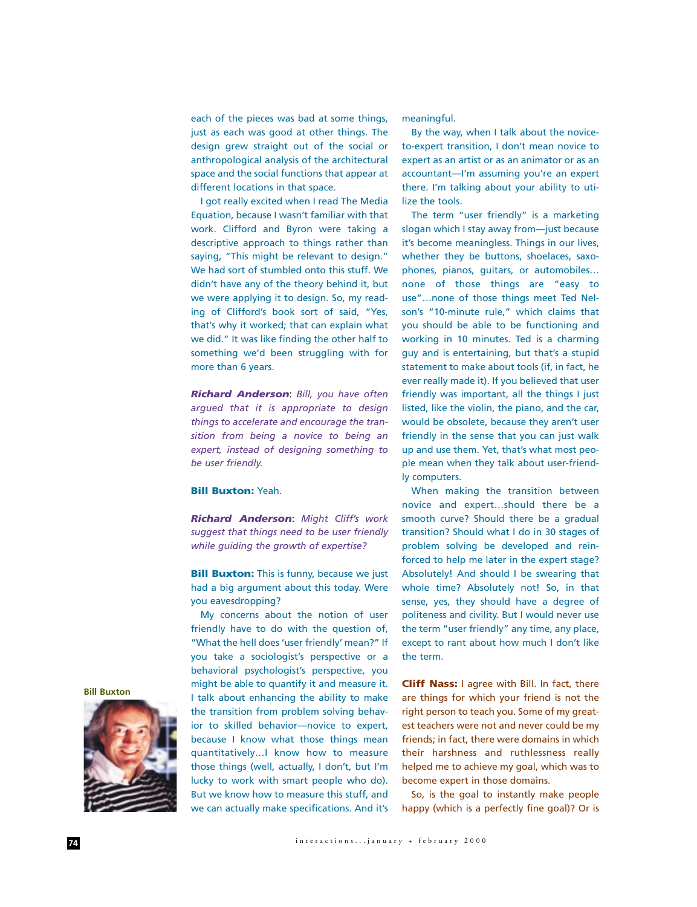each of the pieces was bad at some things, just as each was good at other things. The design grew straight out of the social or anthropological analysis of the architectural space and the social functions that appear at different locations in that space.

I got really excited when I read The Media Equation, because I wasn't familiar with that work. Clifford and Byron were taking a descriptive approach to things rather than saying, "This might be relevant to design." We had sort of stumbled onto this stuff. We didn't have any of the theory behind it, but we were applying it to design. So, my reading of Clifford's book sort of said, "Yes, that's why it worked; that can explain what we did." It was like finding the other half to something we'd been struggling with for more than 6 years.

***Richard Anderson***: *Bill, you have often argued that it is appropriate to design things to accelerate and encourage the transition from being a novice to being an expert, instead of designing something to be user friendly.*

**Bill Buxton:** Yeah.

***Richard Anderson***: *Might Cliff's work suggest that things need to be user friendly while guiding the growth of expertise?*

**Bill Buxton:** This is funny, because we just had a big argument about this today. Were you eavesdropping?

My concerns about the notion of user friendly have to do with the question of, "What the hell does 'user friendly' mean?" If you take a sociologist's perspective or a behavioral psychologist's perspective, you might be able to quantify it and measure it. I talk about enhancing the ability to make the transition from problem solving behavior to skilled behavior—novice to expert, because I know what those things mean quantitatively…I know how to measure those things (well, actually, I don't, but I'm lucky to work with smart people who do). But we know how to measure this stuff, and we can actually make specifications. And it's meaningful.

By the way, when I talk about the novice-to-expert transition, I don't mean novice to expert as an artist or as an animator or as an accountant—I'm assuming you're an expert there. I'm talking about your ability to utilize the tools.

The term "user friendly" is a marketing slogan which I stay away from—just because it's become meaningless. Things in our lives, whether they be buttons, shoelaces, saxophones, pianos, guitars, or automobiles… none of those things are "easy to use"…none of those things meet Ted Nelson's "10-minute rule," which claims that you should be able to be functioning and working in 10 minutes. Ted is a charming guy and is entertaining, but that's a stupid statement to make about tools (if, in fact, he ever really made it). If you believed that user friendly was important, all the things I just listed, like the violin, the piano, and the car, would be obsolete, because they aren't user friendly in the sense that you can just walk up and use them. Yet, that's what most people mean when they talk about user-friendly computers.

When making the transition between novice and expert…should there be a smooth curve? Should there be a gradual transition? Should what I do in 30 stages of problem solving be developed and reinforced to help me later in the expert stage? Absolutely! And should I be swearing that whole time? Absolutely not! So, in that sense, yes, they should have a degree of politeness and civility. But I would never use the term "user friendly" any time, any place, except to rant about how much I don't like the term.

**Cliff Nass:** I agree with Bill. In fact, there are things for which your friend is not the right person to teach you. Some of my greatest teachers were not and never could be my friends; in fact, there were domains in which their harshness and ruthlessness really helped me to achieve my goal, which was to become expert in those domains.

So, is the goal to instantly make people happy (which is a perfectly fine goal)? Or is

Bill Buxton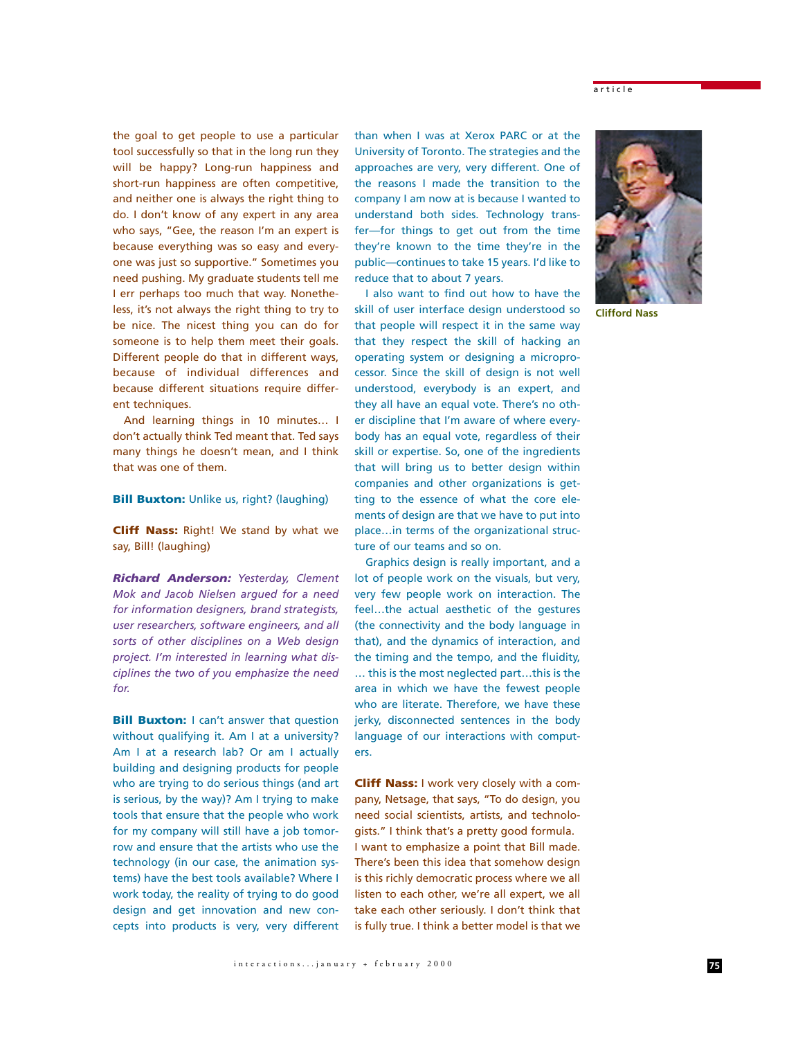the goal to get people to use a particular tool successfully so that in the long run they will be happy? Long-run happiness and short-run happiness are often competitive, and neither one is always the right thing to do. I don't know of any expert in any area who says, "Gee, the reason I'm an expert is because everything was so easy and everyone was just so supportive." Sometimes you need pushing. My graduate students tell me I err perhaps too much that way. Nonetheless, it's not always the right thing to try to be nice. The nicest thing you can do for someone is to help them meet their goals. Different people do that in different ways, because of individual differences and because different situations require different techniques.

And learning things in 10 minutes… I don't actually think Ted meant that. Ted says many things he doesn't mean, and I think that was one of them.

**Bill Buxton:** Unlike us, right? (laughing)

**Cliff Nass:** Right! We stand by what we say, Bill! (laughing)

***Richard Anderson:*** *Yesterday, Clement Mok and Jacob Nielsen argued for a need for information designers, brand strategists, user researchers, software engineers, and all sorts of other disciplines on a Web design project. I'm interested in learning what disciplines the two of you emphasize the need for.*

**Bill Buxton:** I can't answer that question without qualifying it. Am I at a university? Am I at a research lab? Or am I actually building and designing products for people who are trying to do serious things (and art is serious, by the way)? Am I trying to make tools that ensure that the people who work for my company will still have a job tomorrow and ensure that the artists who use the technology (in our case, the animation systems) have the best tools available? Where I work today, the reality of trying to do good design and get innovation and new concepts into products is very, very different than when I was at Xerox PARC or at the University of Toronto. The strategies and the approaches are very, very different. One of the reasons I made the transition to the company I am now at is because I wanted to understand both sides. Technology transfer—for things to get out from the time they're known to the time they're in the public—continues to take 15 years. I'd like to reduce that to about 7 years.

I also want to find out how to have the skill of user interface design understood so that people will respect it in the same way that they respect the skill of hacking an operating system or designing a microprocessor. Since the skill of design is not well understood, everybody is an expert, and they all have an equal vote. There's no other discipline that I'm aware of where everybody has an equal vote, regardless of their skill or expertise. So, one of the ingredients that will bring us to better design within companies and other organizations is getting to the essence of what the core elements of design are that we have to put into place…in terms of the organizational structure of our teams and so on.

Graphics design is really important, and a lot of people work on the visuals, but very, very few people work on interaction. The feel…the actual aesthetic of the gestures (the connectivity and the body language in that), and the dynamics of interaction, and the timing and the tempo, and the fluidity, … this is the most neglected part…this is the area in which we have the fewest people who are literate. Therefore, we have these jerky, disconnected sentences in the body language of our interactions with computers.

**Cliff Nass:** I work very closely with a company, Netsage, that says, "To do design, you need social scientists, artists, and technologists." I think that's a pretty good formula. I want to emphasize a point that Bill made. There's been this idea that somehow design is this richly democratic process where we all listen to each other, we're all expert, we all take each other seriously. I don't think that is fully true. I think a better model is that we

Clifford Nass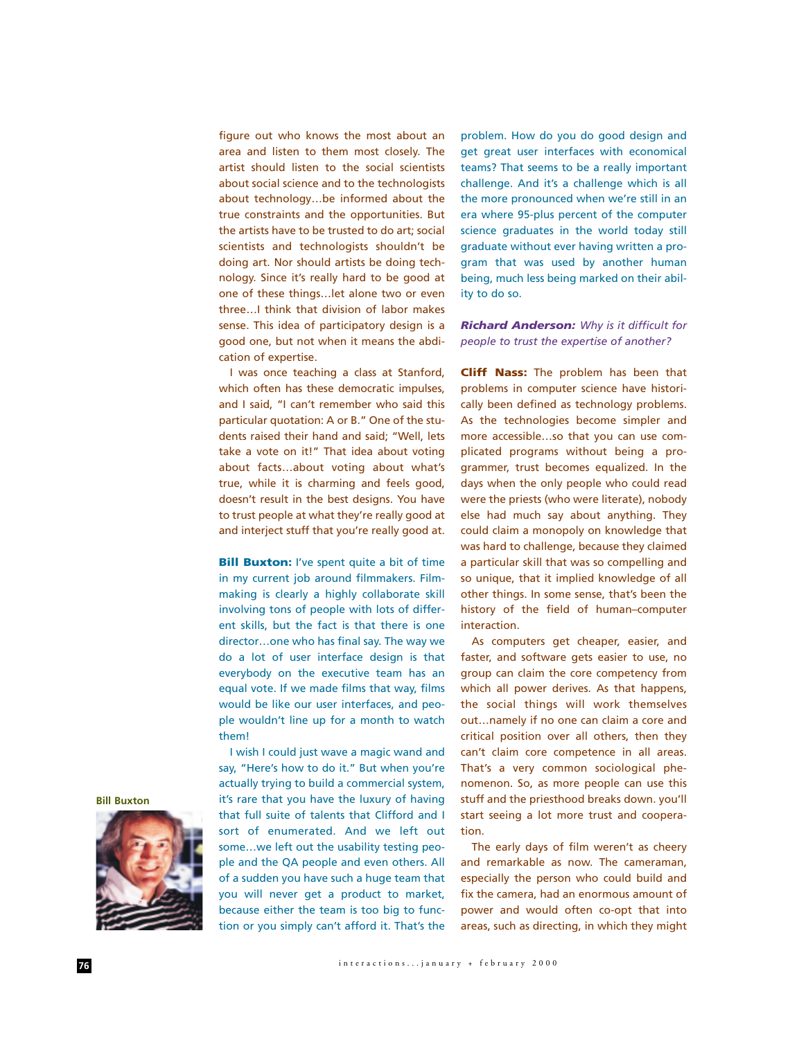figure out who knows the most about an area and listen to them most closely. The artist should listen to the social scientists about social science and to the technologists about technology…be informed about the true constraints and the opportunities. But the artists have to be trusted to do art; social scientists and technologists shouldn't be doing art. Nor should artists be doing technology. Since it's really hard to be good at one of these things…let alone two or even three…I think that division of labor makes sense. This idea of participatory design is a good one, but not when it means the abdication of expertise.

I was once teaching a class at Stanford, which often has these democratic impulses, and I said, "I can't remember who said this particular quotation: A or B." One of the students raised their hand and said; "Well, lets take a vote on it!" That idea about voting about facts…about voting about what's true, while it is charming and feels good, doesn't result in the best designs. You have to trust people at what they're really good at and interject stuff that you're really good at.

**Bill Buxton:** I've spent quite a bit of time in my current job around filmmakers. Filmmaking is clearly a highly collaborate skill involving tons of people with lots of different skills, but the fact is that there is one director…one who has final say. The way we do a lot of user interface design is that everybody on the executive team has an equal vote. If we made films that way, films would be like our user interfaces, and people wouldn't line up for a month to watch them!

I wish I could just wave a magic wand and say, "Here's how to do it." But when you're actually trying to build a commercial system, it's rare that you have the luxury of having that full suite of talents that Clifford and I sort of enumerated. And we left out some…we left out the usability testing people and the QA people and even others. All of a sudden you have such a huge team that you will never get a product to market, because either the team is too big to function or you simply can't afford it. That's the problem. How do you do good design and get great user interfaces with economical teams? That seems to be a really important challenge. And it's a challenge which is all the more pronounced when we're still in an era where 95-plus percent of the computer science graduates in the world today still graduate without ever having written a program that was used by another human being, much less being marked on their ability to do so.

Bill Buxton

***Richard Anderson:*** *Why is it difficult for people to trust the expertise of another?*

**Cliff Nass:** The problem has been that problems in computer science have historically been defined as technology problems. As the technologies become simpler and more accessible…so that you can use complicated programs without being a programmer, trust becomes equalized. In the days when the only people who could read were the priests (who were literate), nobody else had much say about anything. They could claim a monopoly on knowledge that was hard to challenge, because they claimed a particular skill that was so compelling and so unique, that it implied knowledge of all other things. In some sense, that's been the history of the field of human–computer interaction.

As computers get cheaper, easier, and faster, and software gets easier to use, no group can claim the core competency from which all power derives. As that happens, the social things will work themselves out…namely if no one can claim a core and critical position over all others, then they can't claim core competence in all areas. That's a very common sociological phenomenon. So, as more people can use this stuff and the priesthood breaks down. you'll start seeing a lot more trust and cooperation.

The early days of film weren't as cheery and remarkable as now. The cameraman, especially the person who could build and fix the camera, had an enormous amount of power and would often co-opt that into areas, such as directing, in which they might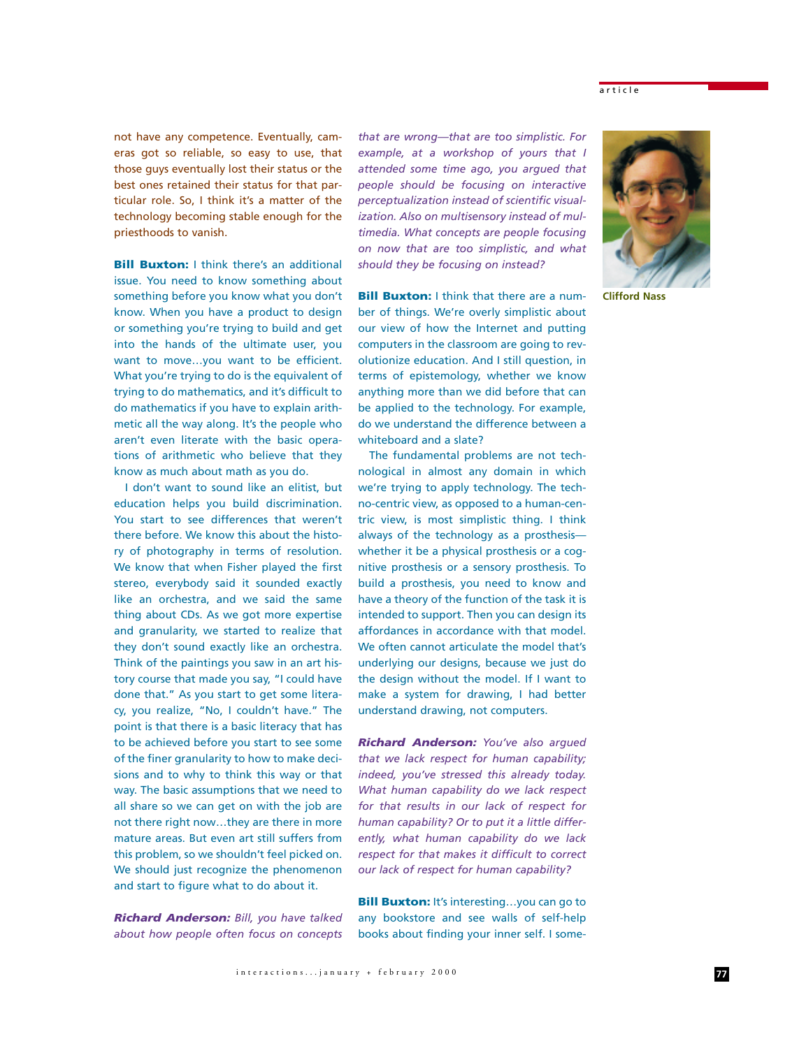not have any competence. Eventually, cameras got so reliable, so easy to use, that those guys eventually lost their status or the best ones retained their status for that particular role. So, I think it's a matter of the technology becoming stable enough for the priesthoods to vanish.

**Bill Buxton:** I think there's an additional issue. You need to know something about something before you know what you don't know. When you have a product to design or something you're trying to build and get into the hands of the ultimate user, you want to move…you want to be efficient. What you're trying to do is the equivalent of trying to do mathematics, and it's difficult to do mathematics if you have to explain arithmetic all the way along. It's the people who aren't even literate with the basic operations of arithmetic who believe that they know as much about math as you do.

I don't want to sound like an elitist, but education helps you build discrimination. You start to see differences that weren't there before. We know this about the history of photography in terms of resolution. We know that when Fisher played the first stereo, everybody said it sounded exactly like an orchestra, and we said the same thing about CDs. As we got more expertise and granularity, we started to realize that they don't sound exactly like an orchestra. Think of the paintings you saw in an art history course that made you say, "I could have done that." As you start to get some literacy, you realize, "No, I couldn't have." The point is that there is a basic literacy that has to be achieved before you start to see some of the finer granularity to how to make decisions and to why to think this way or that way. The basic assumptions that we need to all share so we can get on with the job are not there right now…they are there in more mature areas. But even art still suffers from this problem, so we shouldn't feel picked on. We should just recognize the phenomenon and start to figure what to do about it.

***Richard Anderson:*** *Bill, you have talked about how people often focus on concepts that are wrong—that are too simplistic. For example, at a workshop of yours that I attended some time ago, you argued that people should be focusing on interactive perceptualization instead of scientific visualization. Also on multisensory instead of multimedia. What concepts are people focusing on now that are too simplistic, and what should they be focusing on instead?*

**Bill Buxton:** I think that there are a number of things. We're overly simplistic about our view of how the Internet and putting computers in the classroom are going to revolutionize education. And I still question, in terms of epistemology, whether we know anything more than we did before that can be applied to the technology. For example, do we understand the difference between a whiteboard and a slate?

The fundamental problems are not technological in almost any domain in which we're trying to apply technology. The techno-centric view, as opposed to a human-centric view, is most simplistic thing. I think always of the technology as a prosthesis—whether it be a physical prosthesis or a cognitive prosthesis or a sensory prosthesis. To build a prosthesis, you need to know and have a theory of the function of the task it is intended to support. Then you can design its affordances in accordance with that model. We often cannot articulate the model that's underlying our designs, because we just do the design without the model. If I want to make a system for drawing, I had better understand drawing, not computers.

***Richard Anderson:*** *You've also argued that we lack respect for human capability; indeed, you've stressed this already today. What human capability do we lack respect for that results in our lack of respect for human capability? Or to put it a little differently, what human capability do we lack respect for that makes it difficult to correct our lack of respect for human capability?*

**Bill Buxton:** It's interesting…you can go to any bookstore and see walls of self-help books about finding your inner self. I some-

Clifford Nass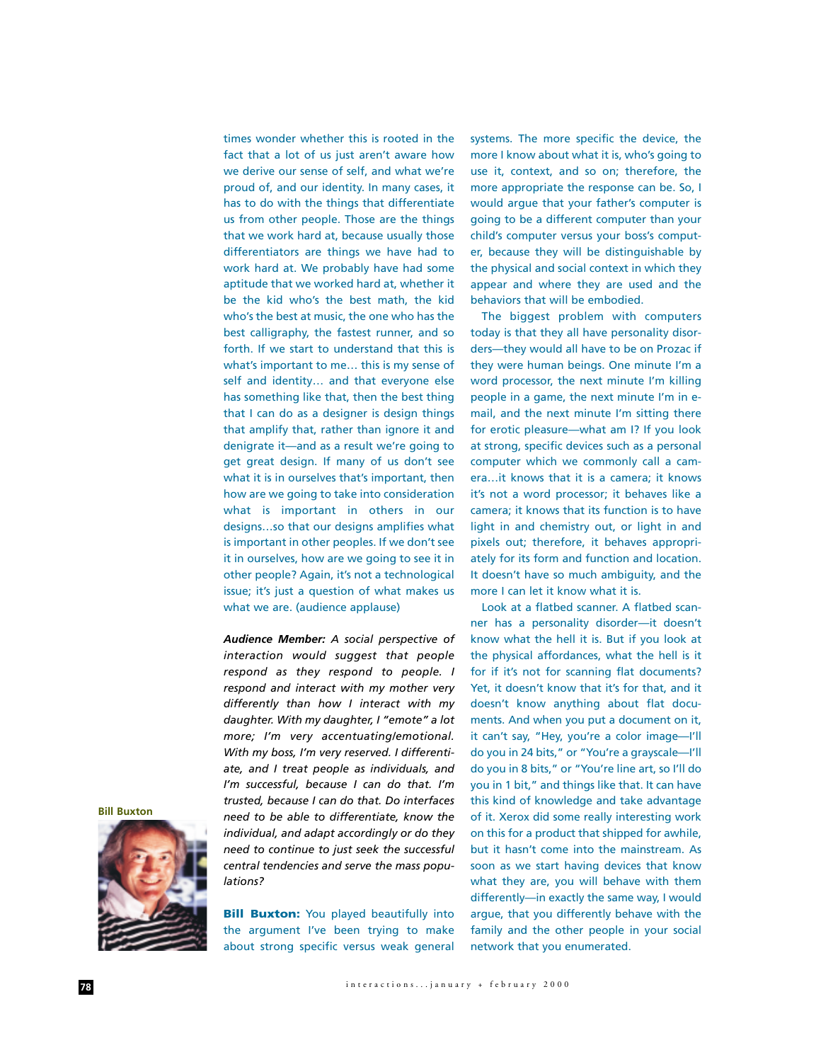times wonder whether this is rooted in the fact that a lot of us just aren't aware how we derive our sense of self, and what we're proud of, and our identity. In many cases, it has to do with the things that differentiate us from other people. Those are the things that we work hard at, because usually those differentiators are things we have had to work hard at. We probably have had some aptitude that we worked hard at, whether it be the kid who's the best math, the kid who's the best at music, the one who has the best calligraphy, the fastest runner, and so forth. If we start to understand that this is what's important to me… this is my sense of self and identity… and that everyone else has something like that, then the best thing that I can do as a designer is design things that amplify that, rather than ignore it and denigrate it—and as a result we're going to get great design. If many of us don't see what it is in ourselves that's important, then how are we going to take into consideration what is important in others in our designs…so that our designs amplifies what is important in other peoples. If we don't see it in ourselves, how are we going to see it in other people? Again, it's not a technological issue; it's just a question of what makes us what we are. (audience applause)

***Audience Member:*** *A social perspective of interaction would suggest that people respond as they respond to people. I respond and interact with my mother very differently than how I interact with my daughter. With my daughter, I "emote" a lot more; I'm very accentuating/emotional. With my boss, I'm very reserved. I differentiate, and I treat people as individuals, and I'm successful, because I can do that. I'm trusted, because I can do that. Do interfaces need to be able to differentiate, know the individual, and adapt accordingly or do they need to continue to just seek the successful central tendencies and serve the mass populations?*

**Bill Buxton:** You played beautifully into the argument I've been trying to make about strong specific versus weak general systems. The more specific the device, the more I know about what it is, who's going to use it, context, and so on; therefore, the more appropriate the response can be. So, I would argue that your father's computer is going to be a different computer than your child's computer versus your boss's computer, because they will be distinguishable by the physical and social context in which they appear and where they are used and the behaviors that will be embodied.

The biggest problem with computers today is that they all have personality disorders—they would all have to be on Prozac if they were human beings. One minute I'm a word processor, the next minute I'm killing people in a game, the next minute I'm in e-mail, and the next minute I'm sitting there for erotic pleasure—what am I? If you look at strong, specific devices such as a personal computer which we commonly call a camera…it knows that it is a camera; it knows it's not a word processor; it behaves like a camera; it knows that its function is to have light in and chemistry out, or light in and pixels out; therefore, it behaves appropriately for its form and function and location. It doesn't have so much ambiguity, and the more I can let it know what it is.

Look at a flatbed scanner. A flatbed scanner has a personality disorder—it doesn't know what the hell it is. But if you look at the physical affordances, what the hell is it for if it's not for scanning flat documents? Yet, it doesn't know that it's for that, and it doesn't know anything about flat documents. And when you put a document on it, it can't say, "Hey, you're a color image—I'll do you in 24 bits," or "You're a grayscale—I'll do you in 8 bits," or "You're line art, so I'll do you in 1 bit," and things like that. It can have this kind of knowledge and take advantage of it. Xerox did some really interesting work on this for a product that shipped for awhile, but it hasn't come into the mainstream. As soon as we start having devices that know what they are, you will behave with them differently—in exactly the same way, I would argue, that you differently behave with the family and the other people in your social network that you enumerated.

Bill Buxton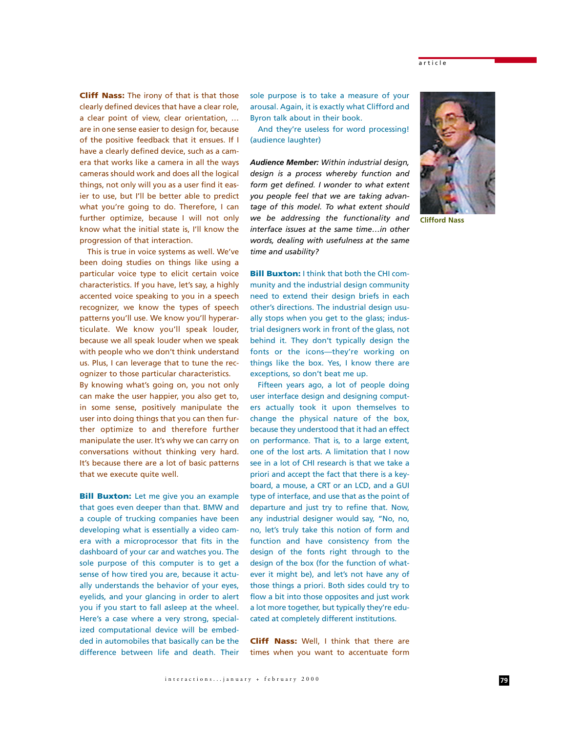**Cliff Nass:** The irony of that is that those clearly defined devices that have a clear role, a clear point of view, clear orientation, … are in one sense easier to design for, because of the positive feedback that it ensues. If I have a clearly defined device, such as a camera that works like a camera in all the ways cameras should work and does all the logical things, not only will you as a user find it easier to use, but I'll be better able to predict what you're going to do. Therefore, I can further optimize, because I will not only know what the initial state is, I'll know the progression of that interaction.

This is true in voice systems as well. We've been doing studies on things like using a particular voice type to elicit certain voice characteristics. If you have, let's say, a highly accented voice speaking to you in a speech recognizer, we know the types of speech patterns you'll use. We know you'll hyperarticulate. We know you'll speak louder, because we all speak louder when we speak with people who we don't think understand us. Plus, I can leverage that to tune the recognizer to those particular characteristics. By knowing what's going on, you not only can make the user happier, you also get to, in some sense, positively manipulate the user into doing things that you can then further optimize to and therefore further manipulate the user. It's why we can carry on conversations without thinking very hard. It's because there are a lot of basic patterns that we execute quite well.

**Bill Buxton:** Let me give you an example that goes even deeper than that. BMW and a couple of trucking companies have been developing what is essentially a video camera with a microprocessor that fits in the dashboard of your car and watches you. The sole purpose of this computer is to get a sense of how tired you are, because it actually understands the behavior of your eyes, eyelids, and your glancing in order to alert you if you start to fall asleep at the wheel. Here's a case where a very strong, specialized computational device will be embedded in automobiles that basically can be the difference between life and death. Their sole purpose is to take a measure of your arousal. Again, it is exactly what Clifford and Byron talk about in their book.

And they're useless for word processing! (audience laughter)

***Audience Member:*** *Within industrial design, design is a process whereby function and form get defined. I wonder to what extent you people feel that we are taking advantage of this model. To what extent should we be addressing the functionality and interface issues at the same time…in other words, dealing with usefulness at the same time and usability?*

**Bill Buxton:** I think that both the CHI community and the industrial design community need to extend their design briefs in each other's directions. The industrial design usually stops when you get to the glass; industrial designers work in front of the glass, not behind it. They don't typically design the fonts or the icons—they're working on things like the box. Yes, I know there are exceptions, so don't beat me up.

Fifteen years ago, a lot of people doing user interface design and designing computers actually took it upon themselves to change the physical nature of the box, because they understood that it had an effect on performance. That is, to a large extent, one of the lost arts. A limitation that I now see in a lot of CHI research is that we take a priori and accept the fact that there is a keyboard, a mouse, a CRT or an LCD, and a GUI type of interface, and use that as the point of departure and just try to refine that. Now, any industrial designer would say, "No, no, no, let's truly take this notion of form and function and have consistency from the design of the fonts right through to the design of the box (for the function of whatever it might be), and let's not have any of those things a priori. Both sides could try to flow a bit into those opposites and just work a lot more together, but typically they're educated at completely different institutions.

**Cliff Nass:** Well, I think that there are times when you want to accentuate form

Clifford Nass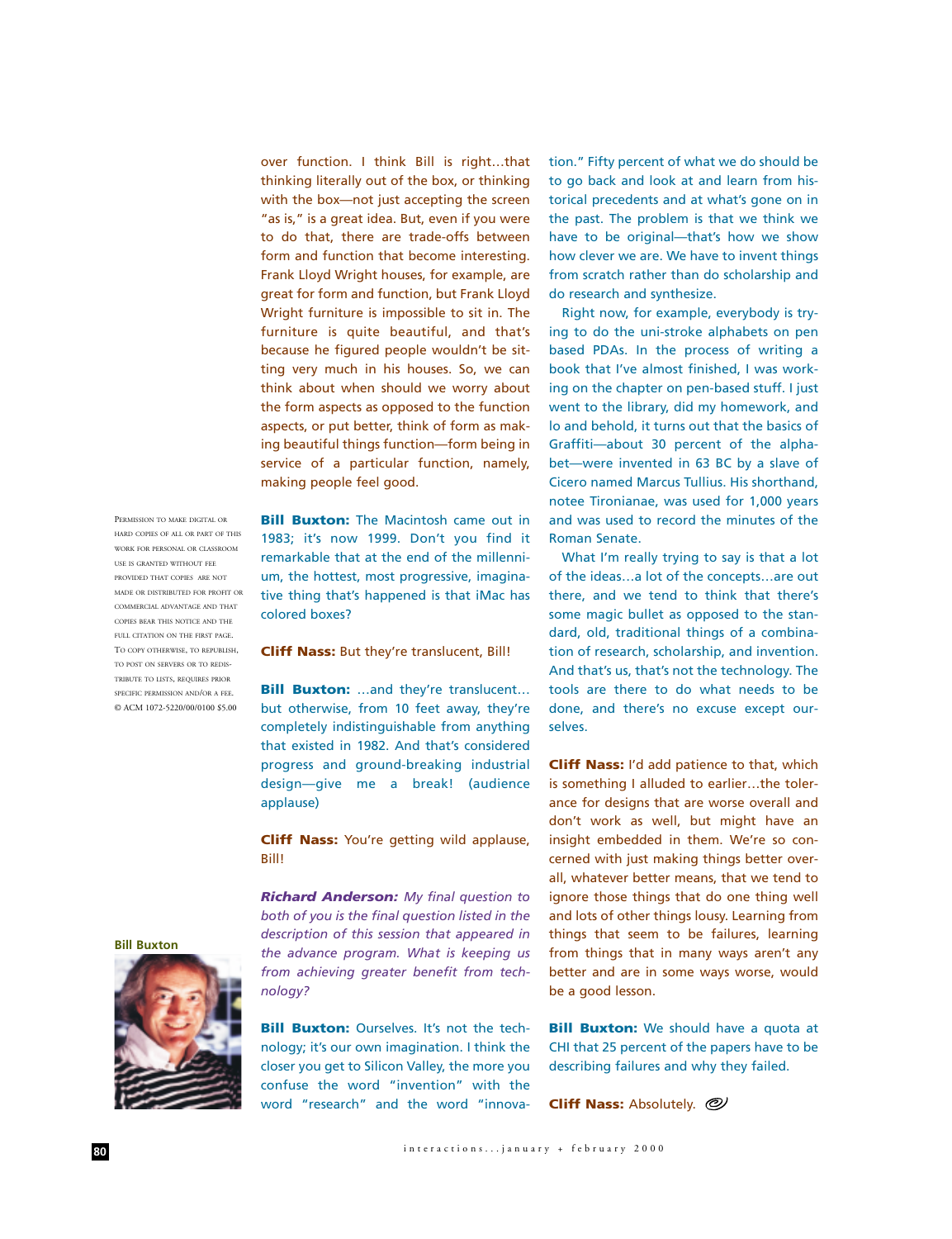over function. I think Bill is right…that thinking literally out of the box, or thinking with the box—not just accepting the screen "as is," is a great idea. But, even if you were to do that, there are trade-offs between form and function that become interesting. Frank Lloyd Wright houses, for example, are great for form and function, but Frank Lloyd Wright furniture is impossible to sit in. The furniture is quite beautiful, and that's because he figured people wouldn't be sitting very much in his houses. So, we can think about when should we worry about the form aspects as opposed to the function aspects, or put better, think of form as making beautiful things function—form being in service of a particular function, namely, making people feel good.

**Bill Buxton:** The Macintosh came out in 1983; it's now 1999. Don't you find it remarkable that at the end of the millennium, the hottest, most progressive, imaginative thing that's happened is that iMac has colored boxes?

**Cliff Nass:** But they're translucent, Bill!

**Bill Buxton:** …and they're translucent… but otherwise, from 10 feet away, they're completely indistinguishable from anything that existed in 1982. And that's considered progress and ground-breaking industrial design—give me a break! (audience applause)

**Cliff Nass:** You're getting wild applause, Bill!

***Richard Anderson:*** *My final question to both of you is the final question listed in the description of this session that appeared in the advance program. What is keeping us from achieving greater benefit from technology?*

**Bill Buxton:** Ourselves. It's not the technology; it's our own imagination. I think the closer you get to Silicon Valley, the more you confuse the word "invention" with the word "research" and the word "innovation." Fifty percent of what we do should be to go back and look at and learn from historical precedents and at what's gone on in the past. The problem is that we think we have to be original—that's how we show how clever we are. We have to invent things from scratch rather than do scholarship and do research and synthesize.

Right now, for example, everybody is trying to do the uni-stroke alphabets on pen based PDAs. In the process of writing a book that I've almost finished, I was working on the chapter on pen-based stuff. I just went to the library, did my homework, and lo and behold, it turns out that the basics of Graffiti—about 30 percent of the alphabet—were invented in 63 BC by a slave of Cicero named Marcus Tullius. His shorthand, notee Tironianae, was used for 1,000 years and was used to record the minutes of the Roman Senate.

What I'm really trying to say is that a lot of the ideas…a lot of the concepts…are out there, and we tend to think that there's some magic bullet as opposed to the standard, old, traditional things of a combination of research, scholarship, and invention. And that's us, that's not the technology. The tools are there to do what needs to be done, and there's no excuse except ourselves.

**Cliff Nass:** I'd add patience to that, which is something I alluded to earlier…the tolerance for designs that are worse overall and don't work as well, but might have an insight embedded in them. We're so concerned with just making things better overall, whatever better means, that we tend to ignore those things that do one thing well and lots of other things lousy. Learning from things that seem to be failures, learning from things that in many ways aren't any better and are in some ways worse, would be a good lesson.

**Bill Buxton:** We should have a quota at CHI that 25 percent of the papers have to be describing failures and why they failed.

**Cliff Nass:** Absolutely.

Bill Buxton

Permission to make digital or hard copies of all or part of this work for personal or classroom use is granted without fee provided that copies are not made or distributed for profit or commercial advantage and that copies bear this notice and the full citation on the first page. To copy otherwise, to republish, to post on servers or to redistribute to lists, requires prior specific permission and/or a fee. © ACM 1072-5220/00/0100 $5.00